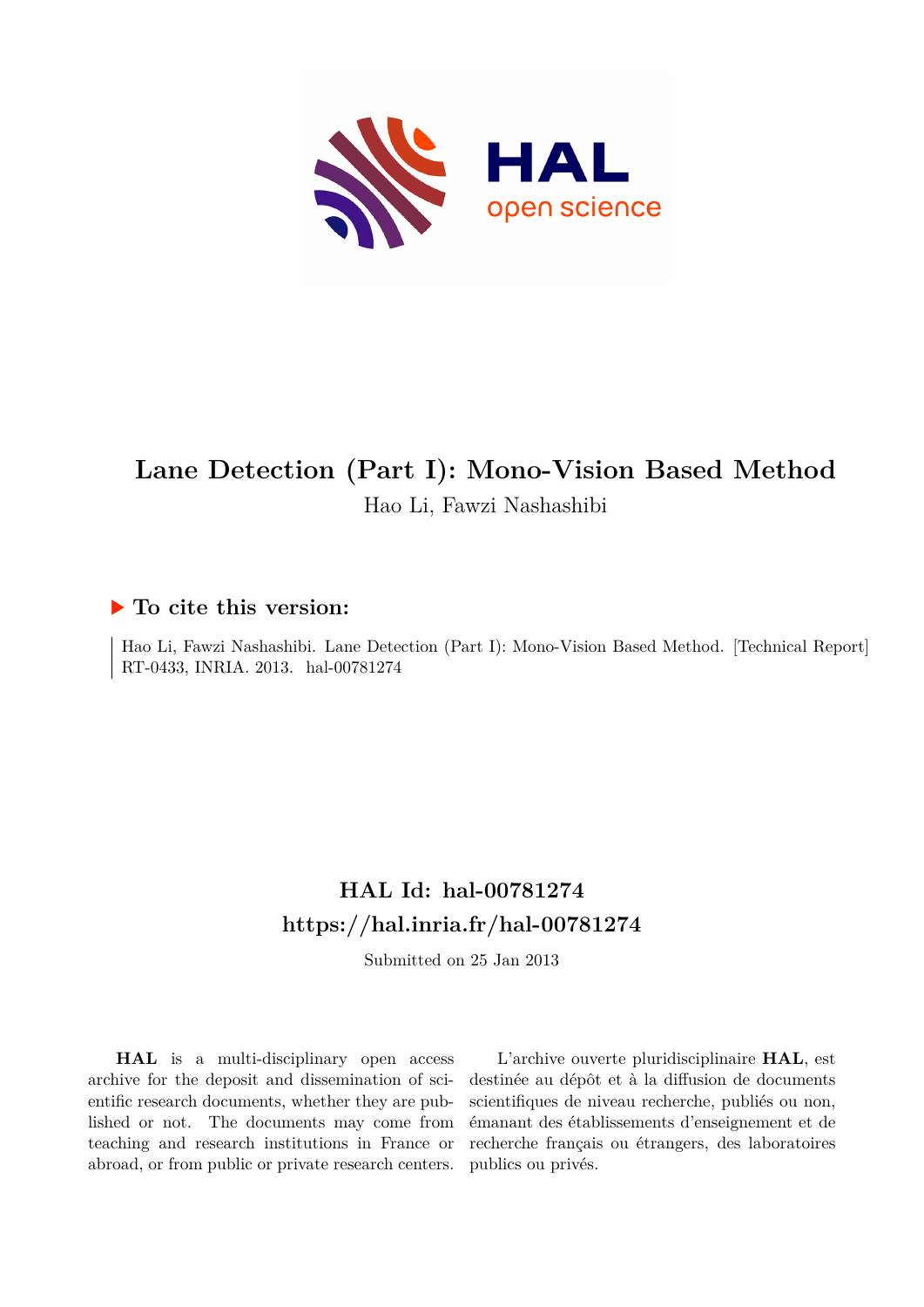# Lane Detection (Part I): Mono-Vision Based Method

Hao Li, Fawzi Nashashibi

## ▶ To cite this version:

Hao Li, Fawzi Nashashibi. Lane Detection (Part I): Mono-Vision Based Method. [Technical Report] RT-0433, INRIA. 2013. hal-00781274

## HAL Id: hal-00781274
## https://hal.inria.fr/hal-00781274

Submitted on 25 Jan 2013

**HAL** is a multi-disciplinary open access archive for the deposit and dissemination of scientific research documents, whether they are published or not. The documents may come from teaching and research institutions in France or abroad, or from public or private research centers.

L'archive ouverte pluridisciplinaire **HAL**, est destinée au dépôt et à la diffusion de documents scientifiques de niveau recherche, publiés ou non, émanant des établissements d'enseignement et de recherche français ou étrangers, des laboratoires publics ou privés.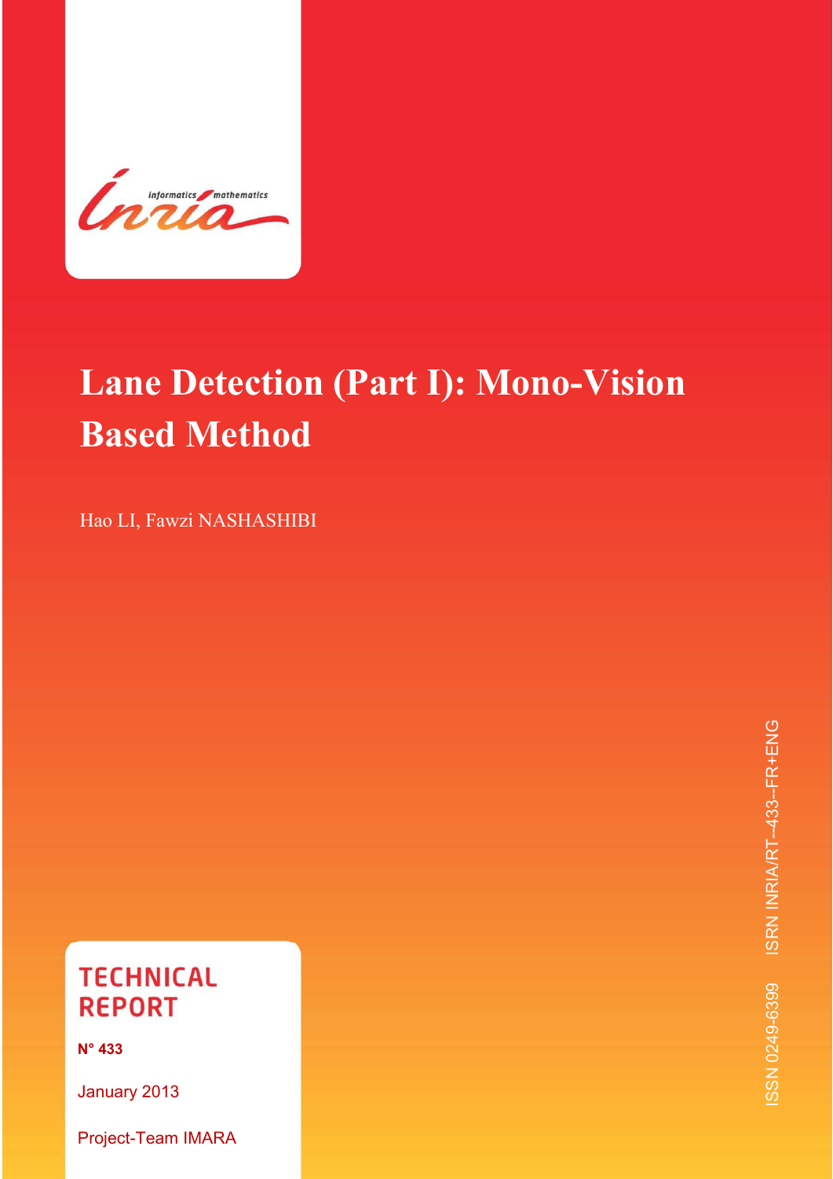# Lane Detection (Part I): Mono-Vision Based Method

Hao LI, Fawzi NASHASHIBI

**TECHNICAL REPORT**

**N° 433**

January 2013

Project-Team IMARA

ISSN 0249-6399 ISRN INRIA/RT--433--FR+ENG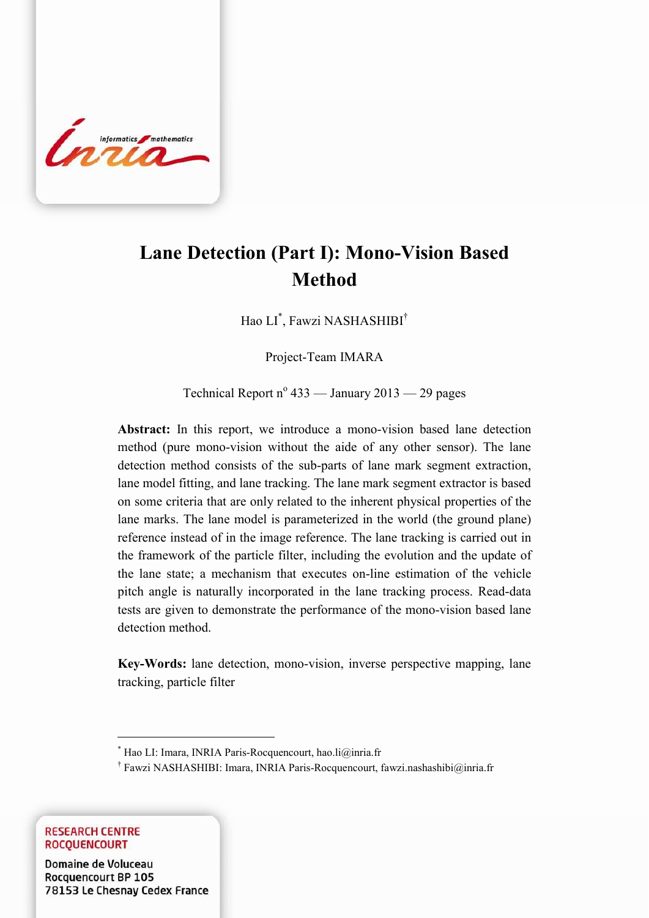# Lane Detection (Part I): Mono-Vision Based Method

Hao LI[*], Fawzi NASHASHIBI[†]

Project-Team IMARA

Technical Report n° 433 — January 2013 — 29 pages

**Abstract:** In this report, we introduce a mono-vision based lane detection method (pure mono-vision without the aide of any other sensor). The lane detection method consists of the sub-parts of lane mark segment extraction, lane model fitting, and lane tracking. The lane mark segment extractor is based on some criteria that are only related to the inherent physical properties of the lane marks. The lane model is parameterized in the world (the ground plane) reference instead of in the image reference. The lane tracking is carried out in the framework of the particle filter, including the evolution and the update of the lane state; a mechanism that executes on-line estimation of the vehicle pitch angle is naturally incorporated in the lane tracking process. Read-data tests are given to demonstrate the performance of the mono-vision based lane detection method.

**Key-Words:** lane detection, mono-vision, inverse perspective mapping, lane tracking, particle filter

---

[*] Hao LI: Imara, INRIA Paris-Rocquencourt, hao.li@inria.fr

[†] Fawzi NASHASHIBI: Imara, INRIA Paris-Rocquencourt, fawzi.nashashibi@inria.fr

RESEARCH CENTRE
ROCQUENCOURT

Domaine de Voluceau
Rocquencourt BP 105
78153 Le Chesnay Cedex France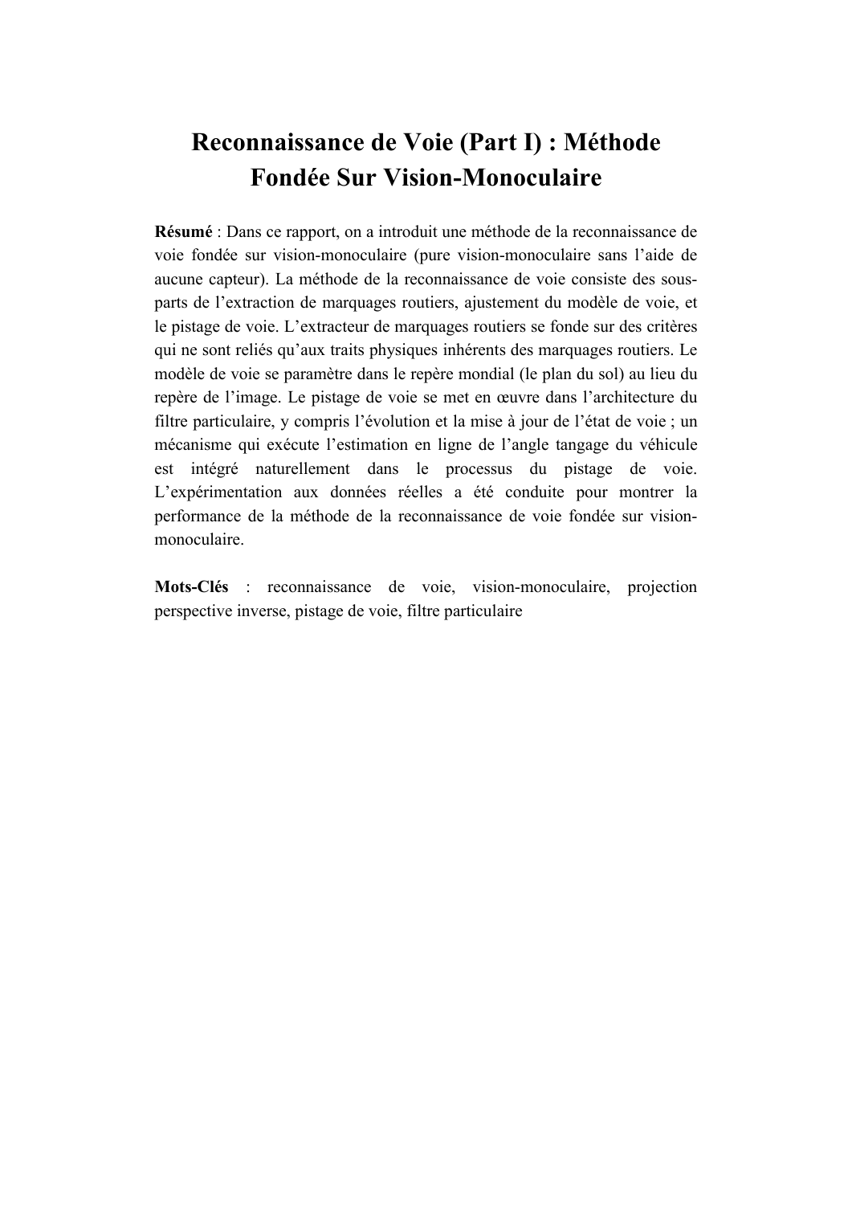# Reconnaissance de Voie (Part I) : Méthode Fondée Sur Vision-Monoculaire

**Résumé** : Dans ce rapport, on a introduit une méthode de la reconnaissance de voie fondée sur vision-monoculaire (pure vision-monoculaire sans l'aide de aucune capteur). La méthode de la reconnaissance de voie consiste des sous-parts de l'extraction de marquages routiers, ajustement du modèle de voie, et le pistage de voie. L'extracteur de marquages routiers se fonde sur des critères qui ne sont reliés qu'aux traits physiques inhérents des marquages routiers. Le modèle de voie se paramètre dans le repère mondial (le plan du sol) au lieu du repère de l'image. Le pistage de voie se met en œuvre dans l'architecture du filtre particulaire, y compris l'évolution et la mise à jour de l'état de voie ; un mécanisme qui exécute l'estimation en ligne de l'angle tangage du véhicule est intégré naturellement dans le processus du pistage de voie. L'expérimentation aux données réelles a été conduite pour montrer la performance de la méthode de la reconnaissance de voie fondée sur vision-monoculaire.

**Mots-Clés** : reconnaissance de voie, vision-monoculaire, projection perspective inverse, pistage de voie, filtre particulaire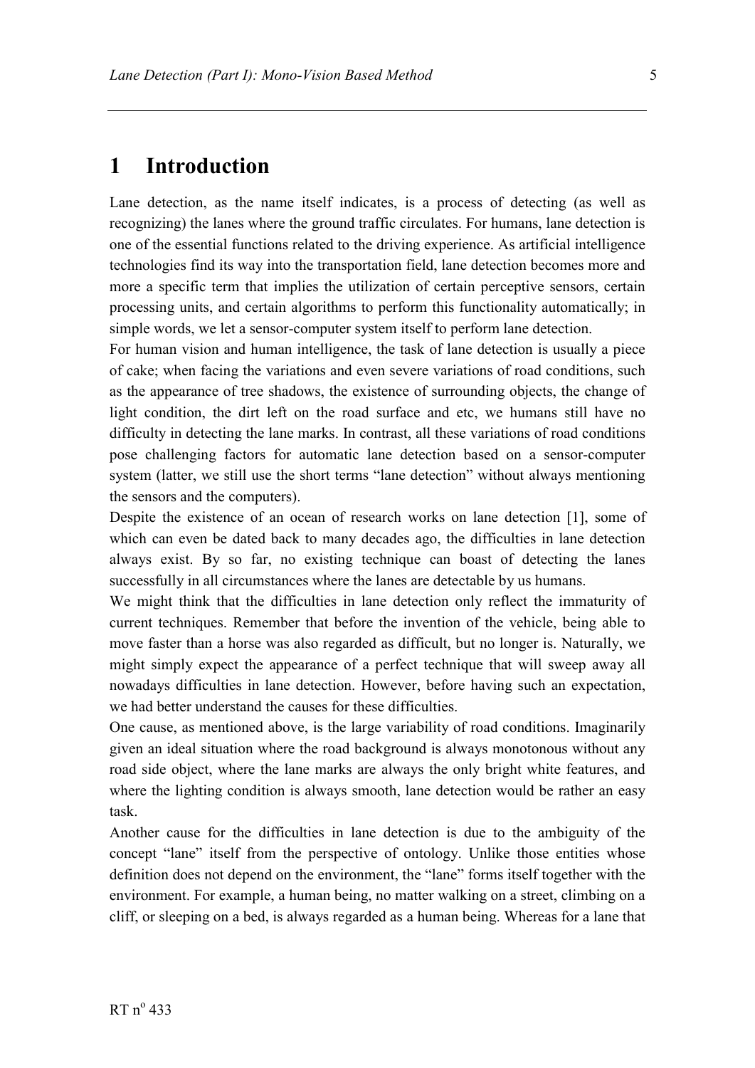# 1 Introduction

Lane detection, as the name itself indicates, is a process of detecting (as well as recognizing) the lanes where the ground traffic circulates. For humans, lane detection is one of the essential functions related to the driving experience. As artificial intelligence technologies find its way into the transportation field, lane detection becomes more and more a specific term that implies the utilization of certain perceptive sensors, certain processing units, and certain algorithms to perform this functionality automatically; in simple words, we let a sensor-computer system itself to perform lane detection.

For human vision and human intelligence, the task of lane detection is usually a piece of cake; when facing the variations and even severe variations of road conditions, such as the appearance of tree shadows, the existence of surrounding objects, the change of light condition, the dirt left on the road surface and etc, we humans still have no difficulty in detecting the lane marks. In contrast, all these variations of road conditions pose challenging factors for automatic lane detection based on a sensor-computer system (latter, we still use the short terms "lane detection" without always mentioning the sensors and the computers).

Despite the existence of an ocean of research works on lane detection [1], some of which can even be dated back to many decades ago, the difficulties in lane detection always exist. By so far, no existing technique can boast of detecting the lanes successfully in all circumstances where the lanes are detectable by us humans.

We might think that the difficulties in lane detection only reflect the immaturity of current techniques. Remember that before the invention of the vehicle, being able to move faster than a horse was also regarded as difficult, but no longer is. Naturally, we might simply expect the appearance of a perfect technique that will sweep away all nowadays difficulties in lane detection. However, before having such an expectation, we had better understand the causes for these difficulties.

One cause, as mentioned above, is the large variability of road conditions. Imaginarily given an ideal situation where the road background is always monotonous without any road side object, where the lane marks are always the only bright white features, and where the lighting condition is always smooth, lane detection would be rather an easy task.

Another cause for the difficulties in lane detection is due to the ambiguity of the concept "lane" itself from the perspective of ontology. Unlike those entities whose definition does not depend on the environment, the "lane" forms itself together with the environment. For example, a human being, no matter walking on a street, climbing on a cliff, or sleeping on a bed, is always regarded as a human being. Whereas for a lane that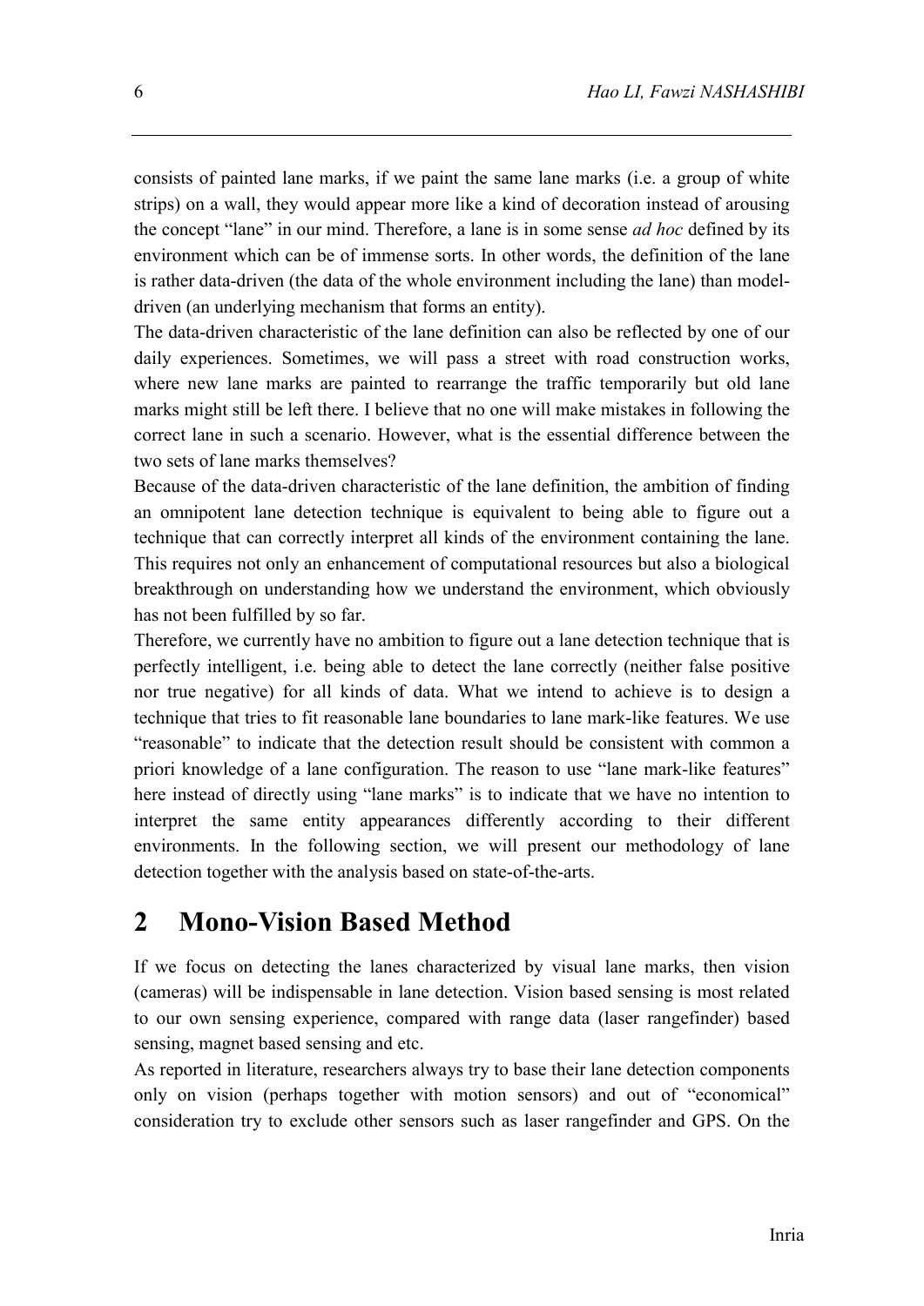consists of painted lane marks, if we paint the same lane marks (i.e. a group of white strips) on a wall, they would appear more like a kind of decoration instead of arousing the concept "lane" in our mind. Therefore, a lane is in some sense *ad hoc* defined by its environment which can be of immense sorts. In other words, the definition of the lane is rather data-driven (the data of the whole environment including the lane) than model-driven (an underlying mechanism that forms an entity).

The data-driven characteristic of the lane definition can also be reflected by one of our daily experiences. Sometimes, we will pass a street with road construction works, where new lane marks are painted to rearrange the traffic temporarily but old lane marks might still be left there. I believe that no one will make mistakes in following the correct lane in such a scenario. However, what is the essential difference between the two sets of lane marks themselves?

Because of the data-driven characteristic of the lane definition, the ambition of finding an omnipotent lane detection technique is equivalent to being able to figure out a technique that can correctly interpret all kinds of the environment containing the lane. This requires not only an enhancement of computational resources but also a biological breakthrough on understanding how we understand the environment, which obviously has not been fulfilled by so far.

Therefore, we currently have no ambition to figure out a lane detection technique that is perfectly intelligent, i.e. being able to detect the lane correctly (neither false positive nor true negative) for all kinds of data. What we intend to achieve is to design a technique that tries to fit reasonable lane boundaries to lane mark-like features. We use "reasonable" to indicate that the detection result should be consistent with common a priori knowledge of a lane configuration. The reason to use "lane mark-like features" here instead of directly using "lane marks" is to indicate that we have no intention to interpret the same entity appearances differently according to their different environments. In the following section, we will present our methodology of lane detection together with the analysis based on state-of-the-arts.

# 2 Mono-Vision Based Method

If we focus on detecting the lanes characterized by visual lane marks, then vision (cameras) will be indispensable in lane detection. Vision based sensing is most related to our own sensing experience, compared with range data (laser rangefinder) based sensing, magnet based sensing and etc.

As reported in literature, researchers always try to base their lane detection components only on vision (perhaps together with motion sensors) and out of "economical" consideration try to exclude other sensors such as laser rangefinder and GPS. On the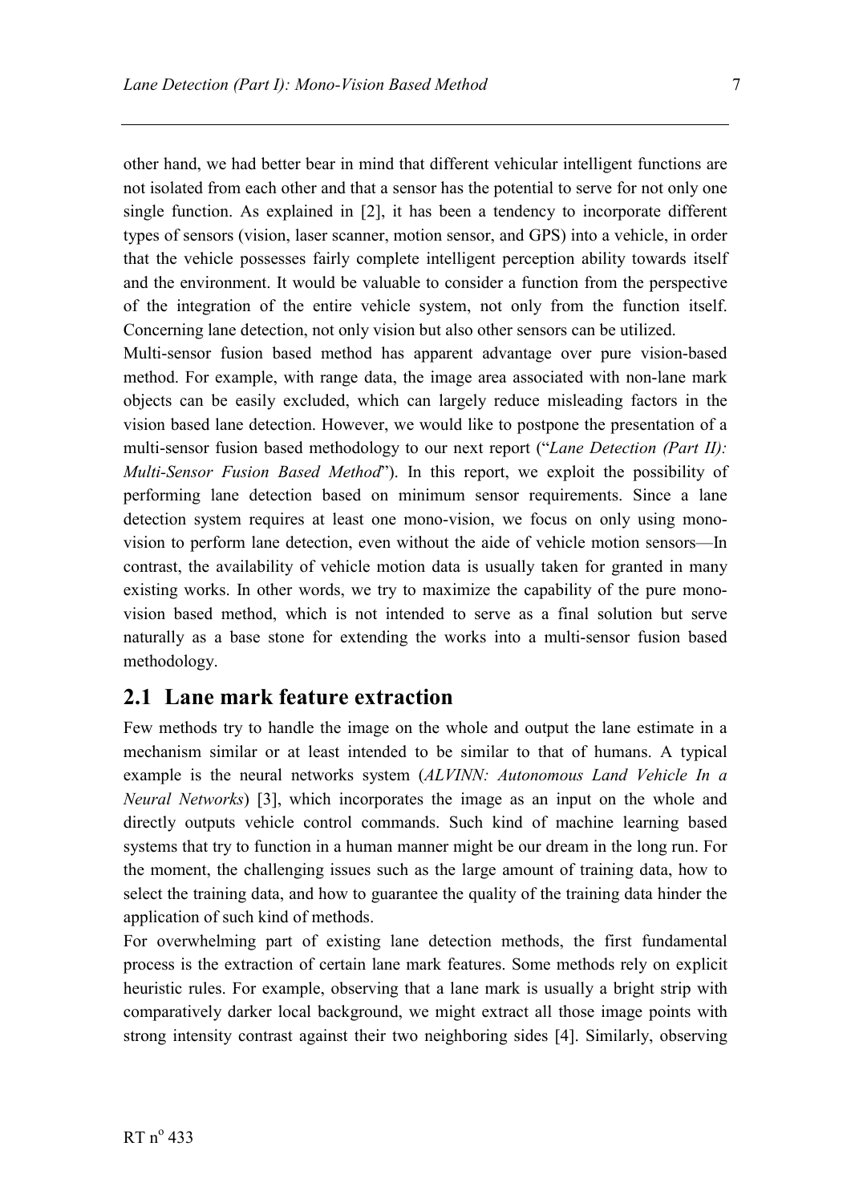other hand, we had better bear in mind that different vehicular intelligent functions are not isolated from each other and that a sensor has the potential to serve for not only one single function. As explained in [2], it has been a tendency to incorporate different types of sensors (vision, laser scanner, motion sensor, and GPS) into a vehicle, in order that the vehicle possesses fairly complete intelligent perception ability towards itself and the environment. It would be valuable to consider a function from the perspective of the integration of the entire vehicle system, not only from the function itself. Concerning lane detection, not only vision but also other sensors can be utilized.

Multi-sensor fusion based method has apparent advantage over pure vision-based method. For example, with range data, the image area associated with non-lane mark objects can be easily excluded, which can largely reduce misleading factors in the vision based lane detection. However, we would like to postpone the presentation of a multi-sensor fusion based methodology to our next report ("*Lane Detection (Part II): Multi-Sensor Fusion Based Method*"). In this report, we exploit the possibility of performing lane detection based on minimum sensor requirements. Since a lane detection system requires at least one mono-vision, we focus on only using mono-vision to perform lane detection, even without the aide of vehicle motion sensors—In contrast, the availability of vehicle motion data is usually taken for granted in many existing works. In other words, we try to maximize the capability of the pure mono-vision based method, which is not intended to serve as a final solution but serve naturally as a base stone for extending the works into a multi-sensor fusion based methodology.

## 2.1 Lane mark feature extraction

Few methods try to handle the image on the whole and output the lane estimate in a mechanism similar or at least intended to be similar to that of humans. A typical example is the neural networks system (*ALVINN: Autonomous Land Vehicle In a Neural Networks*) [3], which incorporates the image as an input on the whole and directly outputs vehicle control commands. Such kind of machine learning based systems that try to function in a human manner might be our dream in the long run. For the moment, the challenging issues such as the large amount of training data, how to select the training data, and how to guarantee the quality of the training data hinder the application of such kind of methods.

For overwhelming part of existing lane detection methods, the first fundamental process is the extraction of certain lane mark features. Some methods rely on explicit heuristic rules. For example, observing that a lane mark is usually a bright strip with comparatively darker local background, we might extract all those image points with strong intensity contrast against their two neighboring sides [4]. Similarly, observing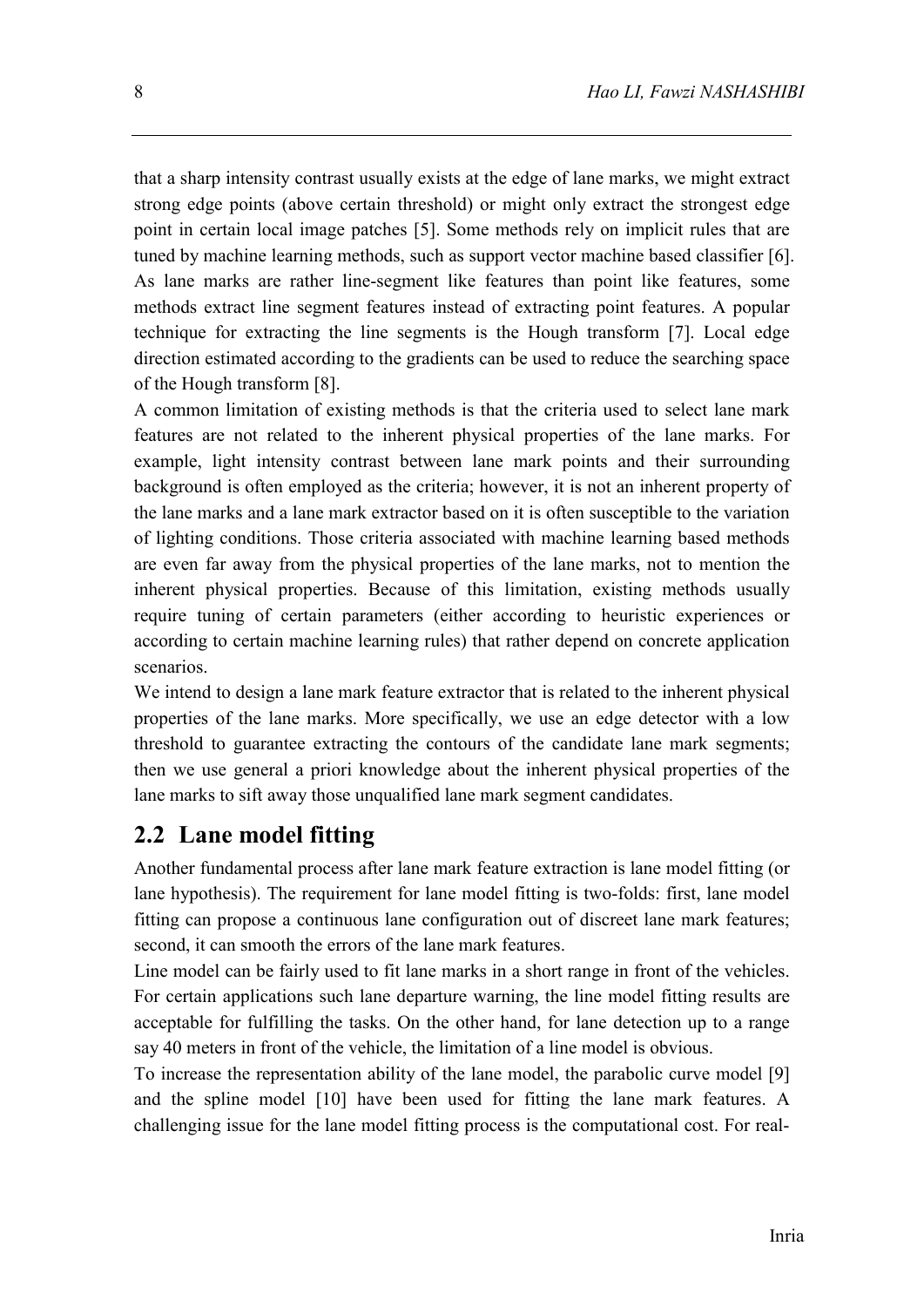that a sharp intensity contrast usually exists at the edge of lane marks, we might extract strong edge points (above certain threshold) or might only extract the strongest edge point in certain local image patches [5]. Some methods rely on implicit rules that are tuned by machine learning methods, such as support vector machine based classifier [6]. As lane marks are rather line-segment like features than point like features, some methods extract line segment features instead of extracting point features. A popular technique for extracting the line segments is the Hough transform [7]. Local edge direction estimated according to the gradients can be used to reduce the searching space of the Hough transform [8].

A common limitation of existing methods is that the criteria used to select lane mark features are not related to the inherent physical properties of the lane marks. For example, light intensity contrast between lane mark points and their surrounding background is often employed as the criteria; however, it is not an inherent property of the lane marks and a lane mark extractor based on it is often susceptible to the variation of lighting conditions. Those criteria associated with machine learning based methods are even far away from the physical properties of the lane marks, not to mention the inherent physical properties. Because of this limitation, existing methods usually require tuning of certain parameters (either according to heuristic experiences or according to certain machine learning rules) that rather depend on concrete application scenarios.

We intend to design a lane mark feature extractor that is related to the inherent physical properties of the lane marks. More specifically, we use an edge detector with a low threshold to guarantee extracting the contours of the candidate lane mark segments; then we use general a priori knowledge about the inherent physical properties of the lane marks to sift away those unqualified lane mark segment candidates.

## 2.2 Lane model fitting

Another fundamental process after lane mark feature extraction is lane model fitting (or lane hypothesis). The requirement for lane model fitting is two-folds: first, lane model fitting can propose a continuous lane configuration out of discreet lane mark features; second, it can smooth the errors of the lane mark features.

Line model can be fairly used to fit lane marks in a short range in front of the vehicles. For certain applications such lane departure warning, the line model fitting results are acceptable for fulfilling the tasks. On the other hand, for lane detection up to a range say 40 meters in front of the vehicle, the limitation of a line model is obvious.

To increase the representation ability of the lane model, the parabolic curve model [9] and the spline model [10] have been used for fitting the lane mark features. A challenging issue for the lane model fitting process is the computational cost. For real-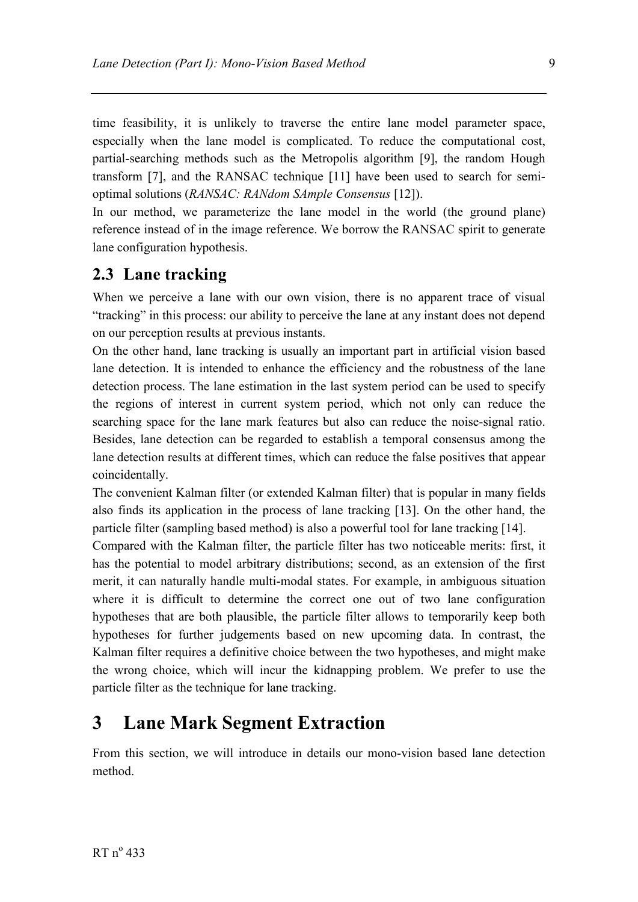time feasibility, it is unlikely to traverse the entire lane model parameter space, especially when the lane model is complicated. To reduce the computational cost, partial-searching methods such as the Metropolis algorithm [9], the random Hough transform [7], and the RANSAC technique [11] have been used to search for semi-optimal solutions (*RANSAC: RANdom SAmple Consensus* [12]).

In our method, we parameterize the lane model in the world (the ground plane) reference instead of in the image reference. We borrow the RANSAC spirit to generate lane configuration hypothesis.

## 2.3 Lane tracking

When we perceive a lane with our own vision, there is no apparent trace of visual "tracking" in this process: our ability to perceive the lane at any instant does not depend on our perception results at previous instants.

On the other hand, lane tracking is usually an important part in artificial vision based lane detection. It is intended to enhance the efficiency and the robustness of the lane detection process. The lane estimation in the last system period can be used to specify the regions of interest in current system period, which not only can reduce the searching space for the lane mark features but also can reduce the noise-signal ratio. Besides, lane detection can be regarded to establish a temporal consensus among the lane detection results at different times, which can reduce the false positives that appear coincidentally.

The convenient Kalman filter (or extended Kalman filter) that is popular in many fields also finds its application in the process of lane tracking [13]. On the other hand, the particle filter (sampling based method) is also a powerful tool for lane tracking [14].

Compared with the Kalman filter, the particle filter has two noticeable merits: first, it has the potential to model arbitrary distributions; second, as an extension of the first merit, it can naturally handle multi-modal states. For example, in ambiguous situation where it is difficult to determine the correct one out of two lane configuration hypotheses that are both plausible, the particle filter allows to temporarily keep both hypotheses for further judgements based on new upcoming data. In contrast, the Kalman filter requires a definitive choice between the two hypotheses, and might make the wrong choice, which will incur the kidnapping problem. We prefer to use the particle filter as the technique for lane tracking.

# 3 Lane Mark Segment Extraction

From this section, we will introduce in details our mono-vision based lane detection method.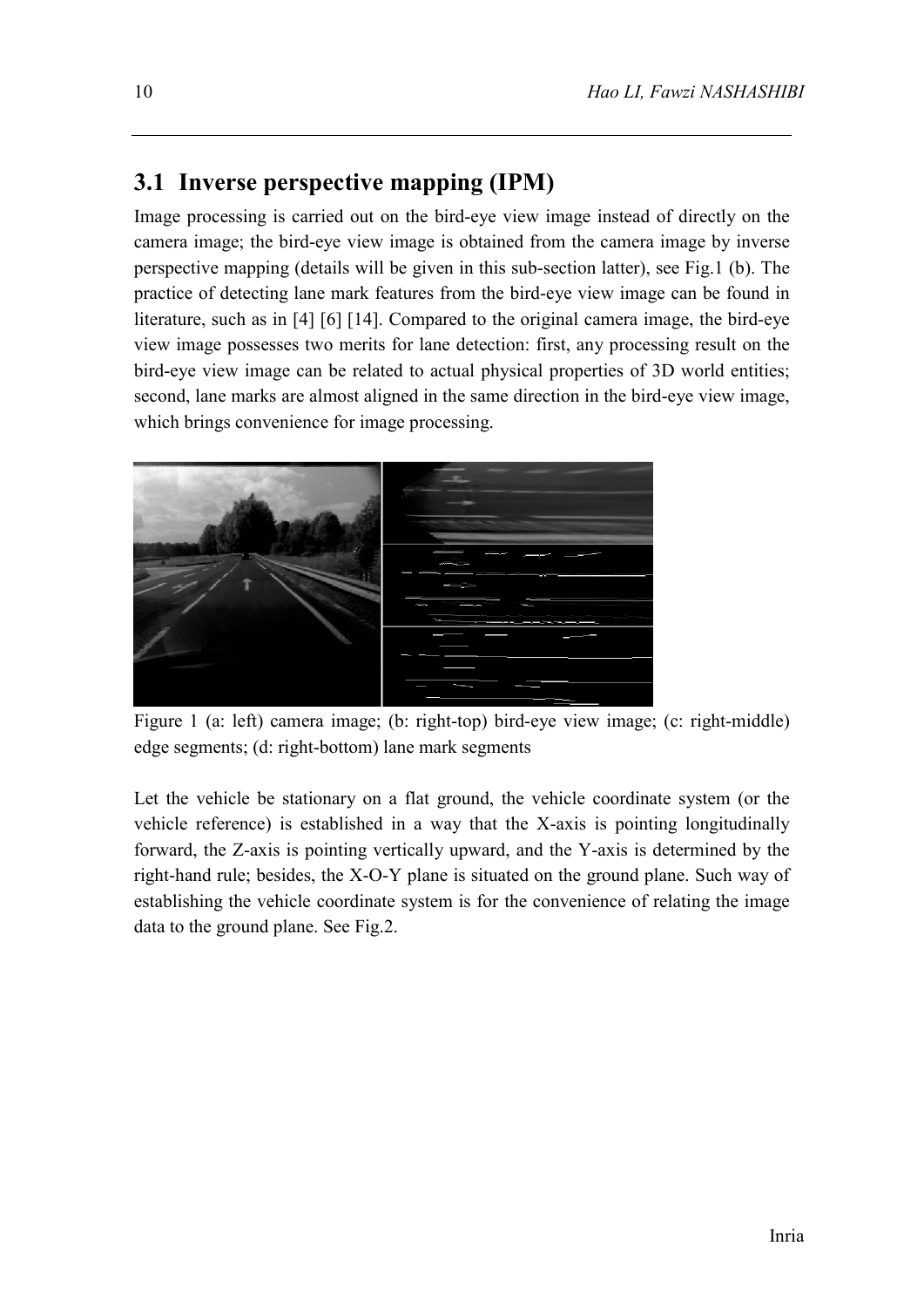## 3.1 Inverse perspective mapping (IPM)

Image processing is carried out on the bird-eye view image instead of directly on the camera image; the bird-eye view image is obtained from the camera image by inverse perspective mapping (details will be given in this sub-section latter), see Fig.1 (b). The practice of detecting lane mark features from the bird-eye view image can be found in literature, such as in [4] [6] [14]. Compared to the original camera image, the bird-eye view image possesses two merits for lane detection: first, any processing result on the bird-eye view image can be related to actual physical properties of 3D world entities; second, lane marks are almost aligned in the same direction in the bird-eye view image, which brings convenience for image processing.

Figure 1 (a: left) camera image; (b: right-top) bird-eye view image; (c: right-middle) edge segments; (d: right-bottom) lane mark segments

Let the vehicle be stationary on a flat ground, the vehicle coordinate system (or the vehicle reference) is established in a way that the X-axis is pointing longitudinally forward, the Z-axis is pointing vertically upward, and the Y-axis is determined by the right-hand rule; besides, the X-O-Y plane is situated on the ground plane. Such way of establishing the vehicle coordinate system is for the convenience of relating the image data to the ground plane. See Fig.2.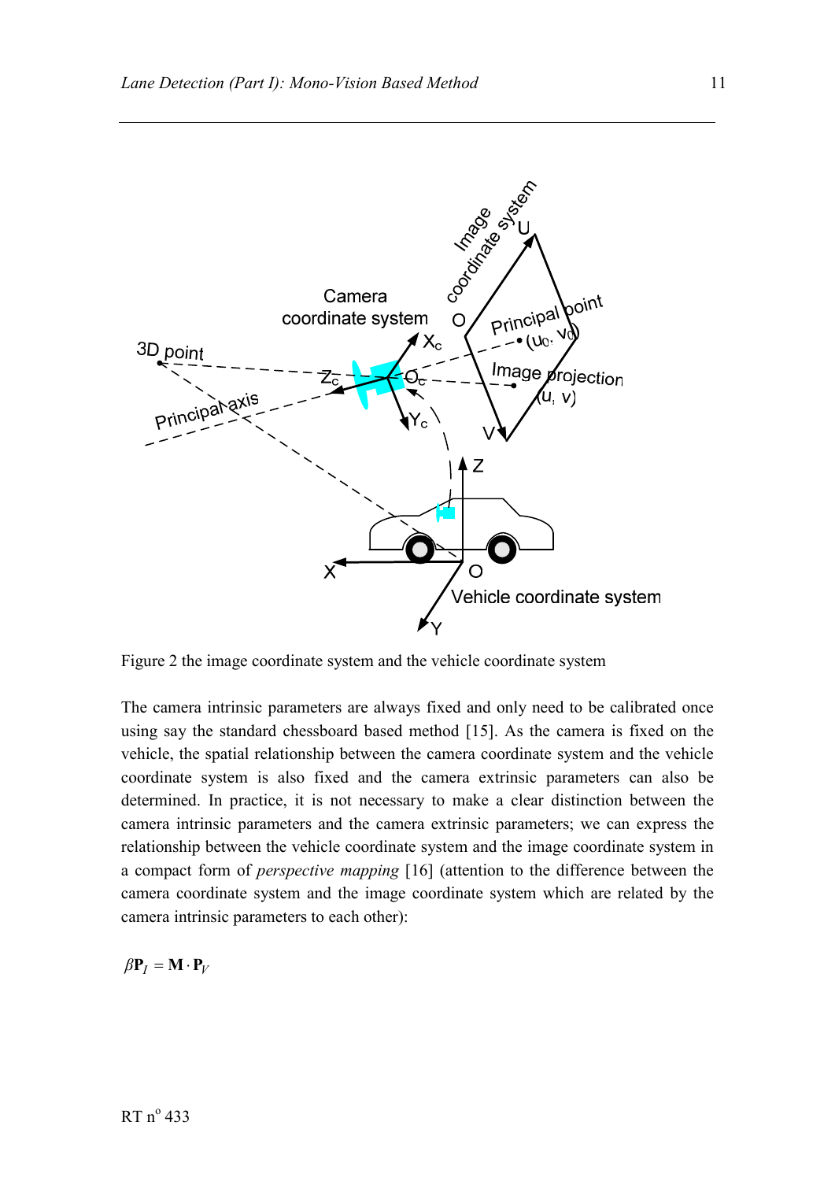Figure 2 the image coordinate system and the vehicle coordinate system

The camera intrinsic parameters are always fixed and only need to be calibrated once using say the standard chessboard based method [15]. As the camera is fixed on the vehicle, the spatial relationship between the camera coordinate system and the vehicle coordinate system is also fixed and the camera extrinsic parameters can also be determined. In practice, it is not necessary to make a clear distinction between the camera intrinsic parameters and the camera extrinsic parameters; we can express the relationship between the vehicle coordinate system and the image coordinate system in a compact form of *perspective mapping* [16] (attention to the difference between the camera coordinate system and the image coordinate system which are related by the camera intrinsic parameters to each other):

$$\beta \mathbf{P}_I = \mathbf{M} \cdot \mathbf{P}_V$$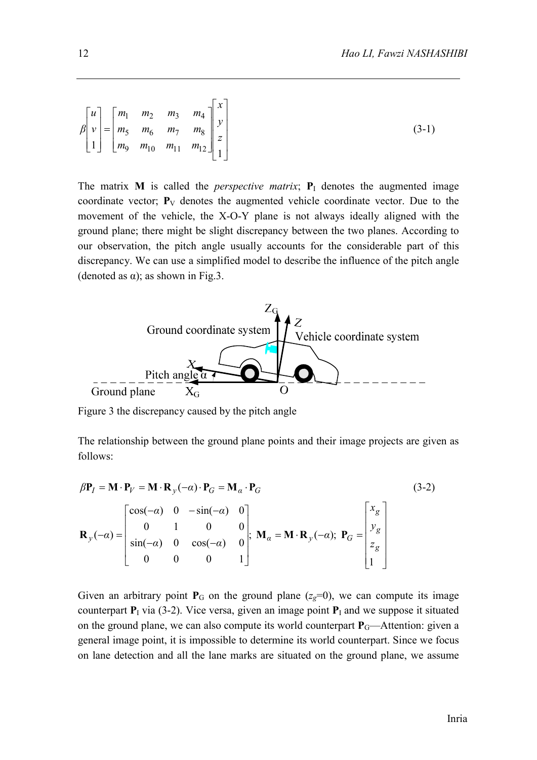$$\beta \begin{bmatrix} u \\ v \\ 1 \end{bmatrix} = \begin{bmatrix} m_1 & m_2 & m_3 & m_4 \\ m_5 & m_6 & m_7 & m_8 \\ m_9 & m_{10} & m_{11} & m_{12} \end{bmatrix} \begin{bmatrix} x \\ y \\ z \\ 1 \end{bmatrix} \tag{3-1}$$

The matrix $\mathbf{M}$ is called the *perspective matrix*; $\mathbf{P}_I$ denotes the augmented image coordinate vector; $\mathbf{P}_V$ denotes the augmented vehicle coordinate vector. Due to the movement of the vehicle, the X-O-Y plane is not always ideally aligned with the ground plane; there might be slight discrepancy between the two planes. According to our observation, the pitch angle usually accounts for the considerable part of this discrepancy. We can use a simplified model to describe the influence of the pitch angle (denoted as α); as shown in Fig.3.

Figure 3 the discrepancy caused by the pitch angle

The relationship between the ground plane points and their image projects are given as follows:

$$\beta \mathbf{P}_I = \mathbf{M} \cdot \mathbf{P}_V = \mathbf{M} \cdot \mathbf{R}_y(-\alpha) \cdot \mathbf{P}_G = \mathbf{M}_\alpha \cdot \mathbf{P}_G \tag{3-2}$$

$$\mathbf{R}_y(-\alpha) = \begin{bmatrix} \cos(-\alpha) & 0 & -\sin(-\alpha) & 0 \\ 0 & 1 & 0 & 0 \\ \sin(-\alpha) & 0 & \cos(-\alpha) & 0 \\ 0 & 0 & 0 & 1 \end{bmatrix}; \ \mathbf{M}_\alpha = \mathbf{M} \cdot \mathbf{R}_y(-\alpha); \ \mathbf{P}_G = \begin{bmatrix} x_g \\ y_g \\ z_g \\ 1 \end{bmatrix}$$

Given an arbitrary point $\mathbf{P}_G$ on the ground plane ($z_g$=0), we can compute its image counterpart $\mathbf{P}_I$ via (3-2). Vice versa, given an image point $\mathbf{P}_I$ and we suppose it situated on the ground plane, we can also compute its world counterpart $\mathbf{P}_G$—Attention: given a general image point, it is impossible to determine its world counterpart. Since we focus on lane detection and all the lane marks are situated on the ground plane, we assume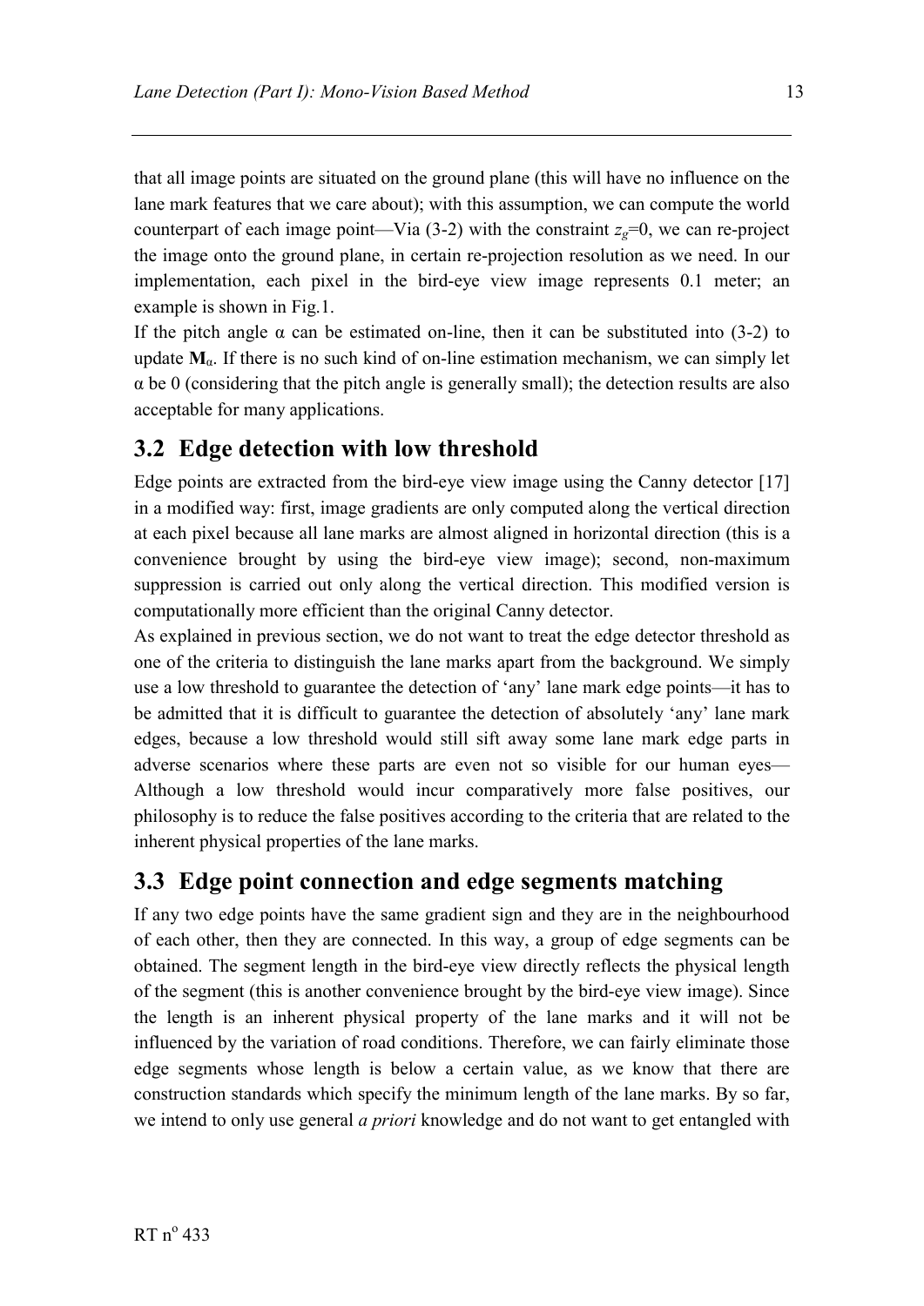that all image points are situated on the ground plane (this will have no influence on the lane mark features that we care about); with this assumption, we can compute the world counterpart of each image point—Via (3-2) with the constraint $z_g$=0, we can re-project the image onto the ground plane, in certain re-projection resolution as we need. In our implementation, each pixel in the bird-eye view image represents 0.1 meter; an example is shown in Fig.1.

If the pitch angle α can be estimated on-line, then it can be substituted into (3-2) to update $\mathbf{M}_{\alpha}$. If there is no such kind of on-line estimation mechanism, we can simply let α be 0 (considering that the pitch angle is generally small); the detection results are also acceptable for many applications.

## 3.2 Edge detection with low threshold

Edge points are extracted from the bird-eye view image using the Canny detector [17] in a modified way: first, image gradients are only computed along the vertical direction at each pixel because all lane marks are almost aligned in horizontal direction (this is a convenience brought by using the bird-eye view image); second, non-maximum suppression is carried out only along the vertical direction. This modified version is computationally more efficient than the original Canny detector.

As explained in previous section, we do not want to treat the edge detector threshold as one of the criteria to distinguish the lane marks apart from the background. We simply use a low threshold to guarantee the detection of 'any' lane mark edge points—it has to be admitted that it is difficult to guarantee the detection of absolutely 'any' lane mark edges, because a low threshold would still sift away some lane mark edge parts in adverse scenarios where these parts are even not so visible for our human eyes—Although a low threshold would incur comparatively more false positives, our philosophy is to reduce the false positives according to the criteria that are related to the inherent physical properties of the lane marks.

## 3.3 Edge point connection and edge segments matching

If any two edge points have the same gradient sign and they are in the neighbourhood of each other, then they are connected. In this way, a group of edge segments can be obtained. The segment length in the bird-eye view directly reflects the physical length of the segment (this is another convenience brought by the bird-eye view image). Since the length is an inherent physical property of the lane marks and it will not be influenced by the variation of road conditions. Therefore, we can fairly eliminate those edge segments whose length is below a certain value, as we know that there are construction standards which specify the minimum length of the lane marks. By so far, we intend to only use general *a priori* knowledge and do not want to get entangled with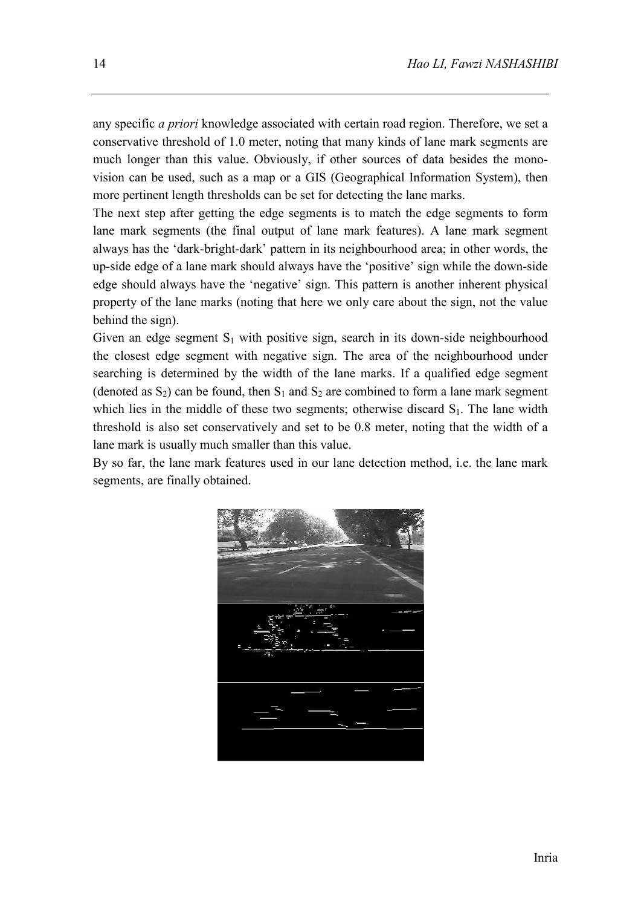any specific *a priori* knowledge associated with certain road region. Therefore, we set a conservative threshold of 1.0 meter, noting that many kinds of lane mark segments are much longer than this value. Obviously, if other sources of data besides the mono-vision can be used, such as a map or a GIS (Geographical Information System), then more pertinent length thresholds can be set for detecting the lane marks.

The next step after getting the edge segments is to match the edge segments to form lane mark segments (the final output of lane mark features). A lane mark segment always has the 'dark-bright-dark' pattern in its neighbourhood area; in other words, the up-side edge of a lane mark should always have the 'positive' sign while the down-side edge should always have the 'negative' sign. This pattern is another inherent physical property of the lane marks (noting that here we only care about the sign, not the value behind the sign).

Given an edge segment $S_1$ with positive sign, search in its down-side neighbourhood the closest edge segment with negative sign. The area of the neighbourhood under searching is determined by the width of the lane marks. If a qualified edge segment (denoted as $S_2$) can be found, then $S_1$ and $S_2$ are combined to form a lane mark segment which lies in the middle of these two segments; otherwise discard $S_1$. The lane width threshold is also set conservatively and set to be 0.8 meter, noting that the width of a lane mark is usually much smaller than this value.

By so far, the lane mark features used in our lane detection method, i.e. the lane mark segments, are finally obtained.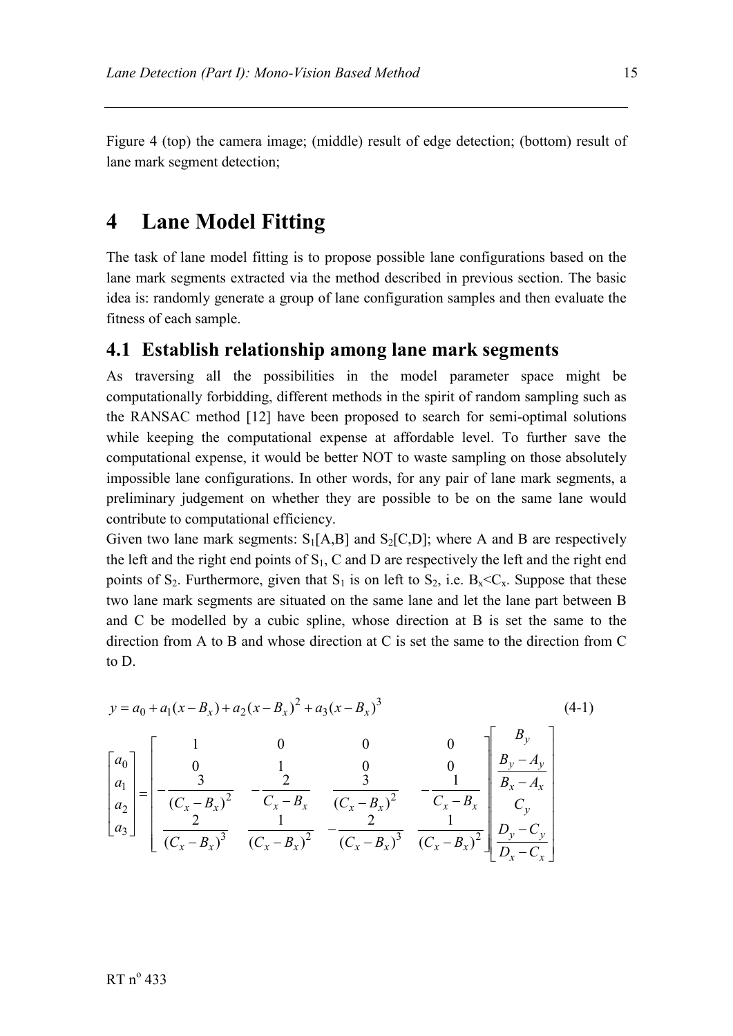Figure 4 (top) the camera image; (middle) result of edge detection; (bottom) result of lane mark segment detection;

# 4 Lane Model Fitting

The task of lane model fitting is to propose possible lane configurations based on the lane mark segments extracted via the method described in previous section. The basic idea is: randomly generate a group of lane configuration samples and then evaluate the fitness of each sample.

## 4.1 Establish relationship among lane mark segments

As traversing all the possibilities in the model parameter space might be computationally forbidding, different methods in the spirit of random sampling such as the RANSAC method [12] have been proposed to search for semi-optimal solutions while keeping the computational expense at affordable level. To further save the computational expense, it would be better NOT to waste sampling on those absolutely impossible lane configurations. In other words, for any pair of lane mark segments, a preliminary judgement on whether they are possible to be on the same lane would contribute to computational efficiency.

Given two lane mark segments: $S_1[A,B]$ and $S_2[C,D]$; where A and B are respectively the left and the right end points of $S_1$, C and D are respectively the left and the right end points of $S_2$. Furthermore, given that $S_1$ is on left to $S_2$, i.e. $B_x<C_x$. Suppose that these two lane mark segments are situated on the same lane and let the lane part between B and C be modelled by a cubic spline, whose direction at B is set the same to the direction from A to B and whose direction at C is set the same to the direction from C to D.

$$y = a_0 + a_1(x - B_x) + a_2(x - B_x)^2 + a_3(x - B_x)^3 \tag{4-1}$$

$$\begin{bmatrix} a_0 \\ a_1 \\ a_2 \\ a_3 \end{bmatrix} = \begin{bmatrix} 1 & 0 & 0 & 0 \\ 0 & 1 & 0 & 0 \\ -\dfrac{3}{(C_x - B_x)^2} & -\dfrac{2}{C_x - B_x} & \dfrac{3}{(C_x - B_x)^2} & -\dfrac{1}{C_x - B_x} \\ \dfrac{2}{(C_x - B_x)^3} & \dfrac{1}{(C_x - B_x)^2} & -\dfrac{2}{(C_x - B_x)^3} & \dfrac{1}{(C_x - B_x)^2} \end{bmatrix} \begin{bmatrix} B_y \\ \dfrac{B_y - A_y}{B_x - A_x} \\ C_y \\ \dfrac{D_y - C_y}{D_x - C_x} \end{bmatrix}$$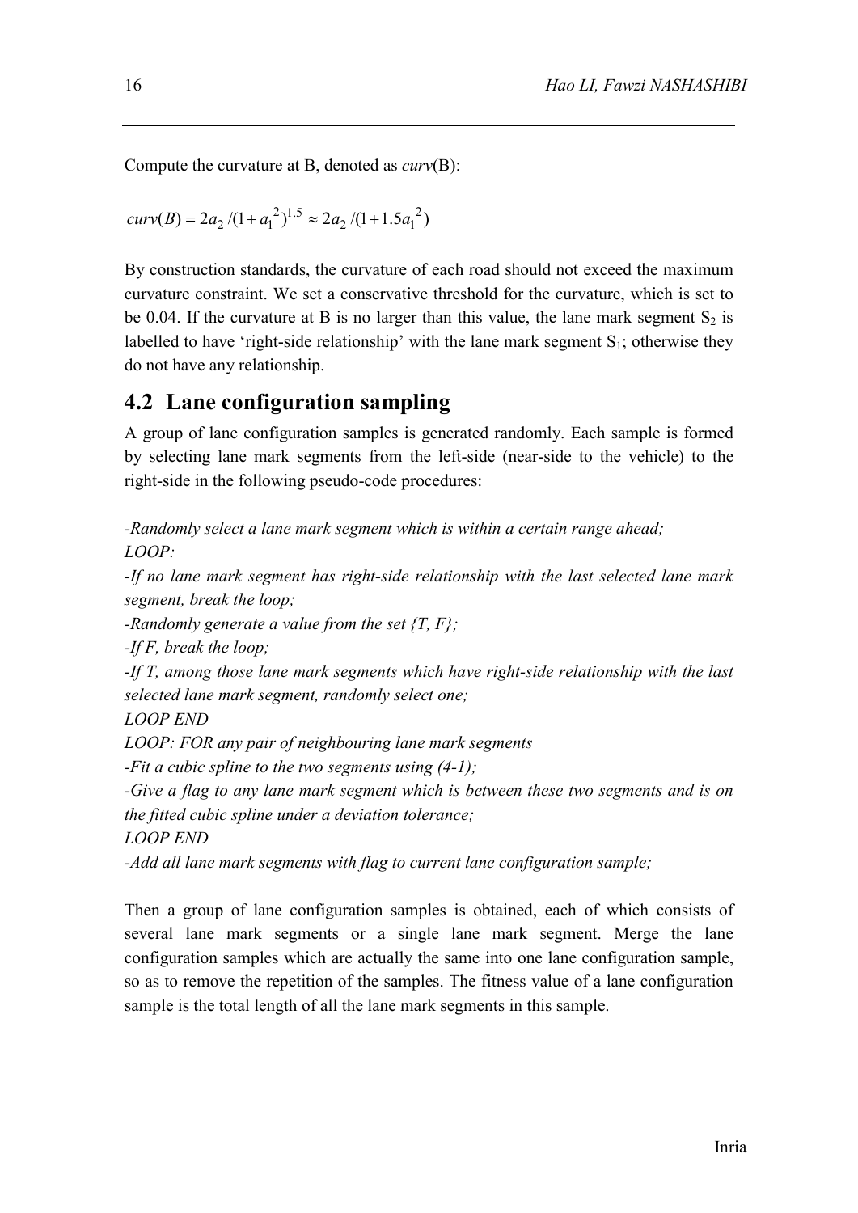Compute the curvature at B, denoted as *curv*(B):

$$curv(B) = 2a_2 / (1 + a_1^2)^{1.5} \approx 2a_2 / (1 + 1.5a_1^2)$$

By construction standards, the curvature of each road should not exceed the maximum curvature constraint. We set a conservative threshold for the curvature, which is set to be 0.04. If the curvature at B is no larger than this value, the lane mark segment $S_2$ is labelled to have 'right-side relationship' with the lane mark segment $S_1$; otherwise they do not have any relationship.

## 4.2 Lane configuration sampling

A group of lane configuration samples is generated randomly. Each sample is formed by selecting lane mark segments from the left-side (near-side to the vehicle) to the right-side in the following pseudo-code procedures:

*-Randomly select a lane mark segment which is within a certain range ahead;*
*LOOP:*
*-If no lane mark segment has right-side relationship with the last selected lane mark segment, break the loop;*
*-Randomly generate a value from the set {T, F};*
*-If F, break the loop;*
*-If T, among those lane mark segments which have right-side relationship with the last selected lane mark segment, randomly select one;*
*LOOP END*
*LOOP: FOR any pair of neighbouring lane mark segments*
*-Fit a cubic spline to the two segments using (4-1);*
*-Give a flag to any lane mark segment which is between these two segments and is on the fitted cubic spline under a deviation tolerance;*
*LOOP END*
*-Add all lane mark segments with flag to current lane configuration sample;*

Then a group of lane configuration samples is obtained, each of which consists of several lane mark segments or a single lane mark segment. Merge the lane configuration samples which are actually the same into one lane configuration sample, so as to remove the repetition of the samples. The fitness value of a lane configuration sample is the total length of all the lane mark segments in this sample.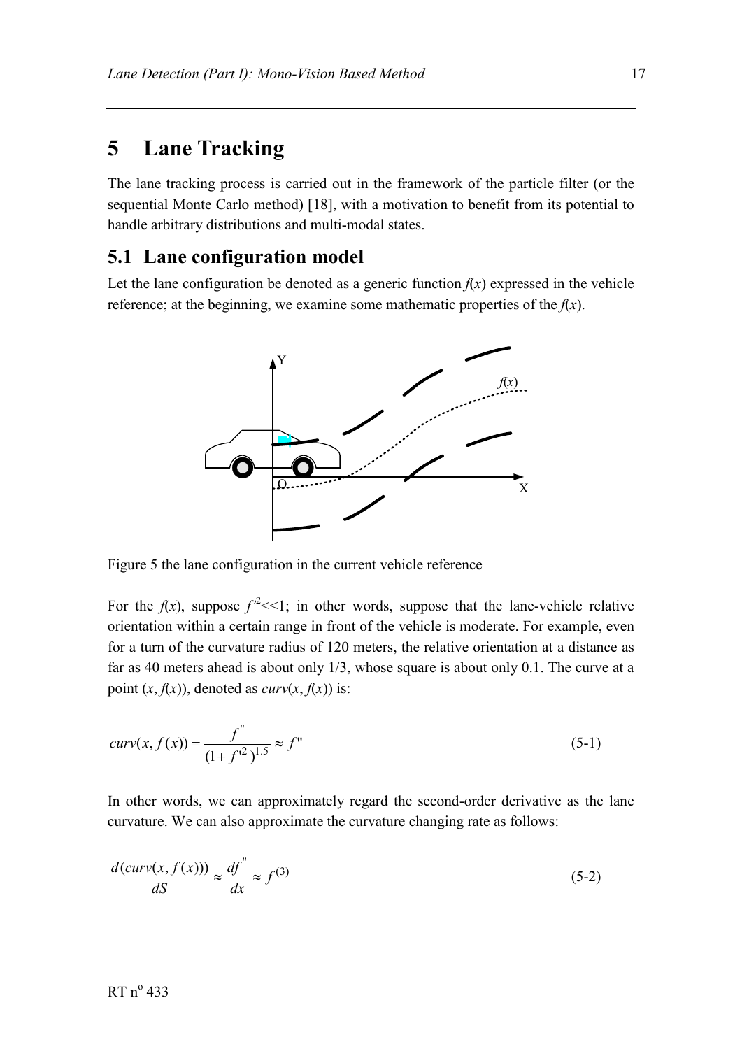# 5 Lane Tracking

The lane tracking process is carried out in the framework of the particle filter (or the sequential Monte Carlo method) [18], with a motivation to benefit from its potential to handle arbitrary distributions and multi-modal states.

## 5.1 Lane configuration model

Let the lane configuration be denoted as a generic function $f(x)$ expressed in the vehicle reference; at the beginning, we examine some mathematic properties of the $f(x)$.

Figure 5 the lane configuration in the current vehicle reference

For the $f(x)$, suppose $f'^2 << 1$; in other words, suppose that the lane-vehicle relative orientation within a certain range in front of the vehicle is moderate. For example, even for a turn of the curvature radius of 120 meters, the relative orientation at a distance as far as 40 meters ahead is about only 1/3, whose square is about only 0.1. The curve at a point $(x, f(x))$, denoted as $curv(x, f(x))$ is:

$$curv(x, f(x)) = \frac{f''}{(1 + f'^2)^{1.5}} \approx f'' \tag{5-1}$$

In other words, we can approximately regard the second-order derivative as the lane curvature. We can also approximate the curvature changing rate as follows:

$$\frac{d(curv(x, f(x)))}{dS} \approx \frac{df''}{dx} \approx f^{(3)} \tag{5-2}$$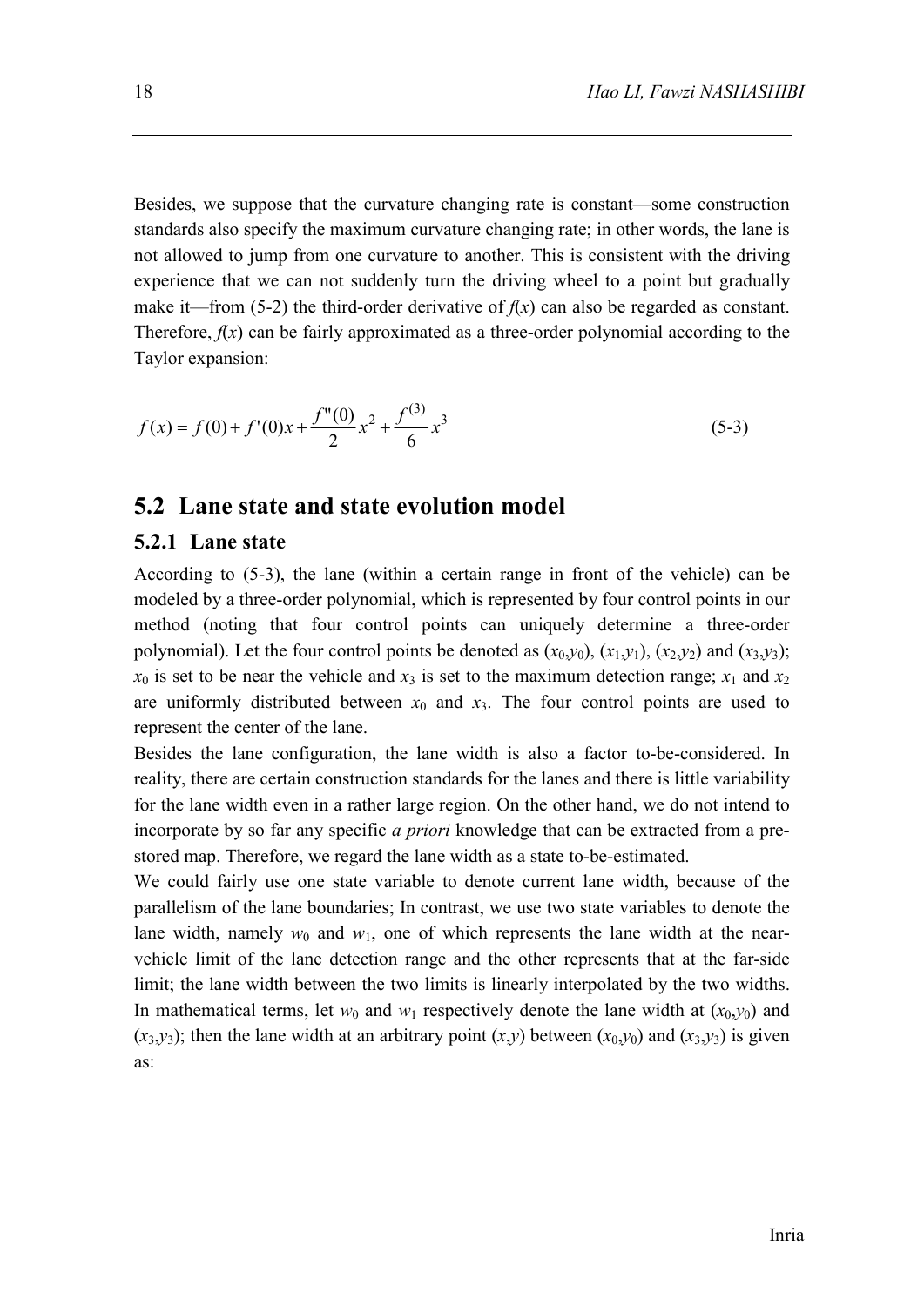Besides, we suppose that the curvature changing rate is constant—some construction standards also specify the maximum curvature changing rate; in other words, the lane is not allowed to jump from one curvature to another. This is consistent with the driving experience that we can not suddenly turn the driving wheel to a point but gradually make it—from (5-2) the third-order derivative of $f(x)$ can also be regarded as constant. Therefore, $f(x)$ can be fairly approximated as a three-order polynomial according to the Taylor expansion:

$$f(x) = f(0) + f'(0)x + \frac{f''(0)}{2}x^2 + \frac{f^{(3)}}{6}x^3 \tag{5-3}$$

## 5.2 Lane state and state evolution model

### 5.2.1 Lane state

According to (5-3), the lane (within a certain range in front of the vehicle) can be modeled by a three-order polynomial, which is represented by four control points in our method (noting that four control points can uniquely determine a three-order polynomial). Let the four control points be denoted as $(x_0,y_0)$, $(x_1,y_1)$, $(x_2,y_2)$ and $(x_3,y_3)$; $x_0$ is set to be near the vehicle and $x_3$ is set to the maximum detection range; $x_1$ and $x_2$ are uniformly distributed between $x_0$ and $x_3$. The four control points are used to represent the center of the lane.

Besides the lane configuration, the lane width is also a factor to-be-considered. In reality, there are certain construction standards for the lanes and there is little variability for the lane width even in a rather large region. On the other hand, we do not intend to incorporate by so far any specific *a priori* knowledge that can be extracted from a pre-stored map. Therefore, we regard the lane width as a state to-be-estimated.

We could fairly use one state variable to denote current lane width, because of the parallelism of the lane boundaries; In contrast, we use two state variables to denote the lane width, namely $w_0$ and $w_1$, one of which represents the lane width at the near-vehicle limit of the lane detection range and the other represents that at the far-side limit; the lane width between the two limits is linearly interpolated by the two widths. In mathematical terms, let $w_0$ and $w_1$ respectively denote the lane width at $(x_0,y_0)$ and $(x_3,y_3)$; then the lane width at an arbitrary point $(x,y)$ between $(x_0,y_0)$ and $(x_3,y_3)$ is given as: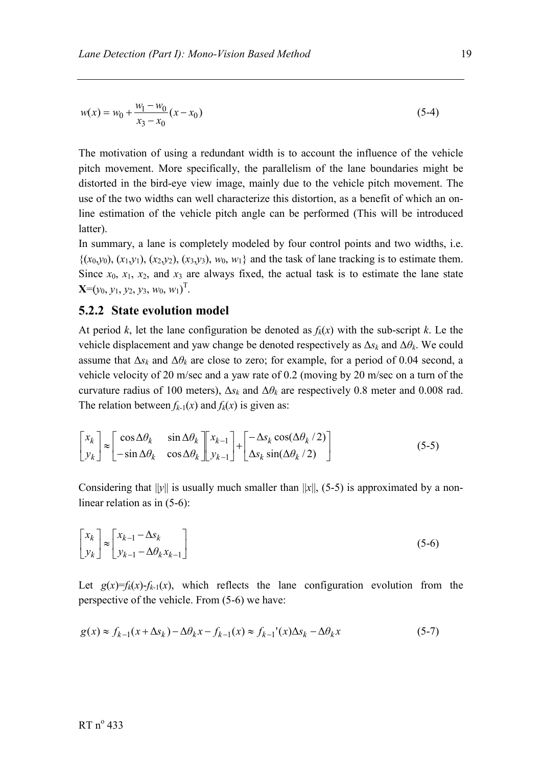$$w(x) = w_0 + \frac{w_1 - w_0}{x_3 - x_0}(x - x_0) \tag{5-4}$$

The motivation of using a redundant width is to account the influence of the vehicle pitch movement. More specifically, the parallelism of the lane boundaries might be distorted in the bird-eye view image, mainly due to the vehicle pitch movement. The use of the two widths can well characterize this distortion, as a benefit of which an on-line estimation of the vehicle pitch angle can be performed (This will be introduced latter).

In summary, a lane is completely modeled by four control points and two widths, i.e. $\{(x_0,y_0), (x_1,y_1), (x_2,y_2), (x_3,y_3), w_0, w_1\}$ and the task of lane tracking is to estimate them. Since $x_0$, $x_1$, $x_2$, and $x_3$ are always fixed, the actual task is to estimate the lane state $\mathbf{X}=(y_0, y_1, y_2, y_3, w_0, w_1)^{\mathrm{T}}$.

### 5.2.2 State evolution model

At period $k$, let the lane configuration be denoted as $f_k(x)$ with the sub-script $k$. Le the vehicle displacement and yaw change be denoted respectively as $\Delta s_k$ and $\Delta\theta_k$. We could assume that $\Delta s_k$ and $\Delta\theta_k$ are close to zero; for example, for a period of 0.04 second, a vehicle velocity of 20 m/sec and a yaw rate of 0.2 (moving by 20 m/sec on a turn of the curvature radius of 100 meters), $\Delta s_k$ and $\Delta\theta_k$ are respectively 0.8 meter and 0.008 rad. The relation between $f_{k-1}(x)$ and $f_k(x)$ is given as:

$$\begin{bmatrix} x_k \\ y_k \end{bmatrix} \approx \begin{bmatrix} \cos\Delta\theta_k & \sin\Delta\theta_k \\ -\sin\Delta\theta_k & \cos\Delta\theta_k \end{bmatrix} \begin{bmatrix} x_{k-1} \\ y_{k-1} \end{bmatrix} + \begin{bmatrix} -\Delta s_k \cos(\Delta\theta_k/2) \\ \Delta s_k \sin(\Delta\theta_k/2) \end{bmatrix} \tag{5-5}$$

Considering that $\|y\|$ is usually much smaller than $\|x\|$, (5-5) is approximated by a non-linear relation as in (5-6):

$$\begin{bmatrix} x_k \\ y_k \end{bmatrix} \approx \begin{bmatrix} x_{k-1} - \Delta s_k \\ y_{k-1} - \Delta\theta_k x_{k-1} \end{bmatrix} \tag{5-6}$$

Let $g(x)=f_k(x)-f_{k-1}(x)$, which reflects the lane configuration evolution from the perspective of the vehicle. From (5-6) we have:

$$g(x) \approx f_{k-1}(x+\Delta s_k) - \Delta\theta_k x - f_{k-1}(x) \approx f_{k-1}'(x)\Delta s_k - \Delta\theta_k x \tag{5-7}$$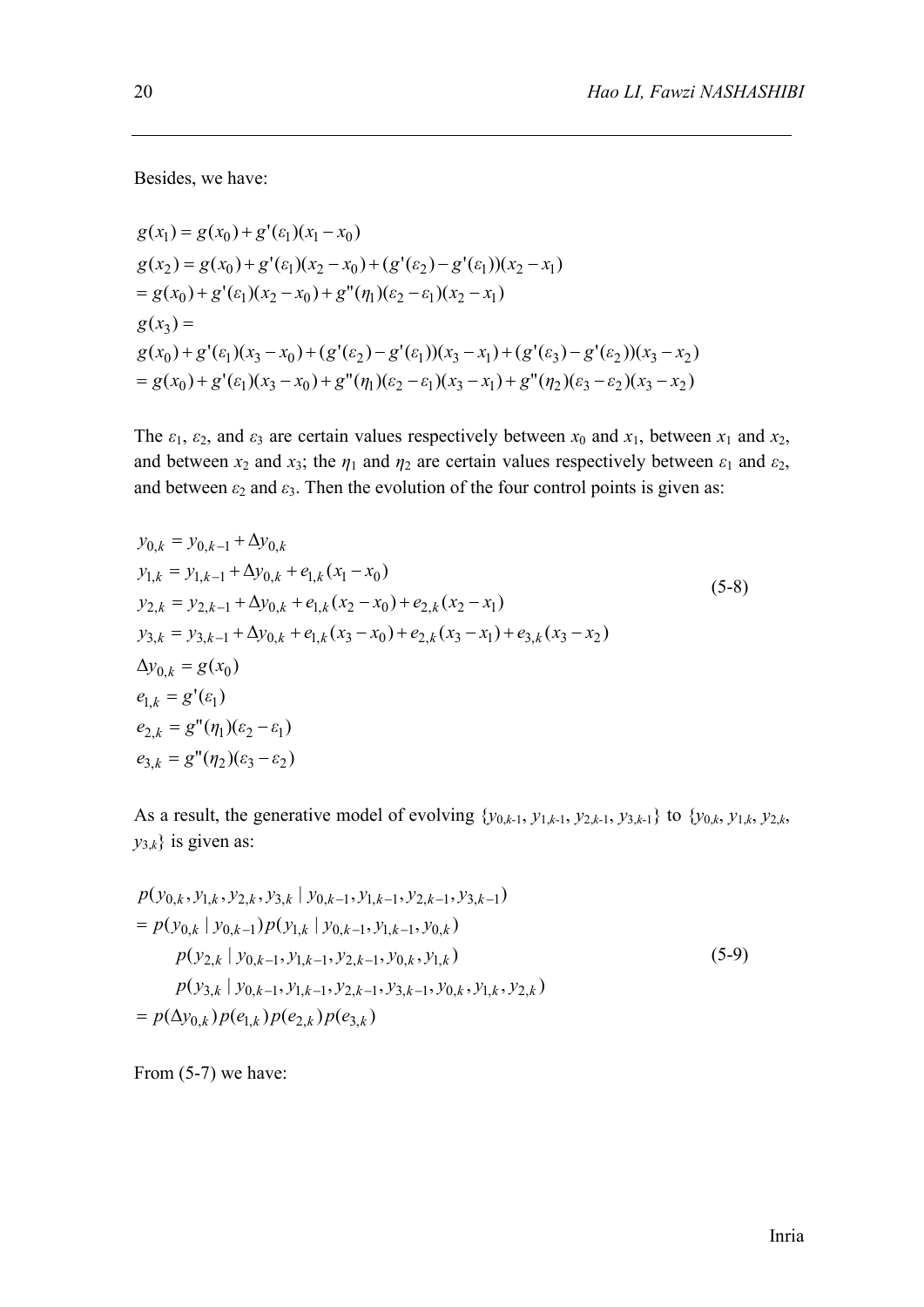Besides, we have:

$$
\begin{aligned}
& g(x_1) = g(x_0) + g'(\varepsilon_1)(x_1 - x_0) \\
& g(x_2) = g(x_0) + g'(\varepsilon_1)(x_2 - x_0) + (g'(\varepsilon_2) - g'(\varepsilon_1))(x_2 - x_1) \\
& = g(x_0) + g'(\varepsilon_1)(x_2 - x_0) + g''(\eta_1)(\varepsilon_2 - \varepsilon_1)(x_2 - x_1) \\
& g(x_3) = \\
& g(x_0) + g'(\varepsilon_1)(x_3 - x_0) + (g'(\varepsilon_2) - g'(\varepsilon_1))(x_3 - x_1) + (g'(\varepsilon_3) - g'(\varepsilon_2))(x_3 - x_2) \\
& = g(x_0) + g'(\varepsilon_1)(x_3 - x_0) + g''(\eta_1)(\varepsilon_2 - \varepsilon_1)(x_3 - x_1) + g''(\eta_2)(\varepsilon_3 - \varepsilon_2)(x_3 - x_2)
\end{aligned}
$$

The $\varepsilon_1$, $\varepsilon_2$, and $\varepsilon_3$ are certain values respectively between $x_0$ and $x_1$, between $x_1$ and $x_2$, and between $x_2$ and $x_3$; the $\eta_1$ and $\eta_2$ are certain values respectively between $\varepsilon_1$ and $\varepsilon_2$, and between $\varepsilon_2$ and $\varepsilon_3$. Then the evolution of the four control points is given as:

$$
\begin{aligned}
& y_{0,k} = y_{0,k-1} + \Delta y_{0,k} \\
& y_{1,k} = y_{1,k-1} + \Delta y_{0,k} + e_{1,k}(x_1 - x_0) \\
& y_{2,k} = y_{2,k-1} + \Delta y_{0,k} + e_{1,k}(x_2 - x_0) + e_{2,k}(x_2 - x_1) \\
& y_{3,k} = y_{3,k-1} + \Delta y_{0,k} + e_{1,k}(x_3 - x_0) + e_{2,k}(x_3 - x_1) + e_{3,k}(x_3 - x_2) \\
& \Delta y_{0,k} = g(x_0) \\
& e_{1,k} = g'(\varepsilon_1) \\
& e_{2,k} = g''(\eta_1)(\varepsilon_2 - \varepsilon_1) \\
& e_{3,k} = g''(\eta_2)(\varepsilon_3 - \varepsilon_2)
\end{aligned}
\tag{5-8}
$$

As a result, the generative model of evolving $\{y_{0,k-1}, y_{1,k-1}, y_{2,k-1}, y_{3,k-1}\}$ to $\{y_{0,k}, y_{1,k}, y_{2,k}, y_{3,k}\}$ is given as:

$$
\begin{aligned}
& p(y_{0,k}, y_{1,k}, y_{2,k}, y_{3,k} \mid y_{0,k-1}, y_{1,k-1}, y_{2,k-1}, y_{3,k-1}) \\
& = p(y_{0,k} \mid y_{0,k-1}) p(y_{1,k} \mid y_{0,k-1}, y_{1,k-1}, y_{0,k}) \\
& \qquad p(y_{2,k} \mid y_{0,k-1}, y_{1,k-1}, y_{2,k-1}, y_{0,k}, y_{1,k}) \\
& \qquad p(y_{3,k} \mid y_{0,k-1}, y_{1,k-1}, y_{2,k-1}, y_{3,k-1}, y_{0,k}, y_{1,k}, y_{2,k}) \\
& = p(\Delta y_{0,k}) p(e_{1,k}) p(e_{2,k}) p(e_{3,k})
\end{aligned}
\tag{5-9}
$$

From (5-7) we have: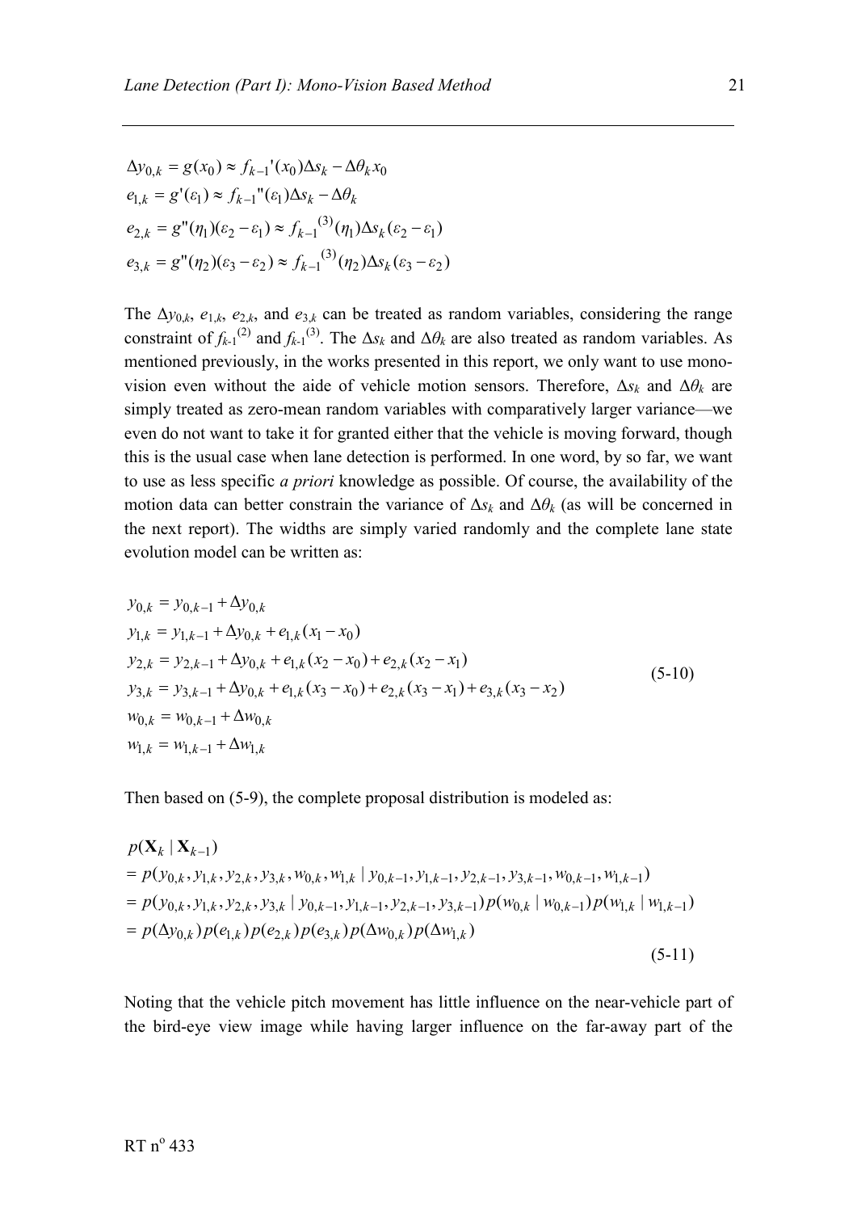$$
\begin{aligned}
\Delta y_{0,k} &= g(x_0) \approx f_{k-1}'(x_0)\Delta s_k - \Delta\theta_k x_0 \\
e_{1,k} &= g'(\varepsilon_1) \approx f_{k-1}''(\varepsilon_1)\Delta s_k - \Delta\theta_k \\
e_{2,k} &= g''(\eta_1)(\varepsilon_2 - \varepsilon_1) \approx f_{k-1}^{(3)}(\eta_1)\Delta s_k(\varepsilon_2 - \varepsilon_1) \\
e_{3,k} &= g''(\eta_2)(\varepsilon_3 - \varepsilon_2) \approx f_{k-1}^{(3)}(\eta_2)\Delta s_k(\varepsilon_3 - \varepsilon_2)
\end{aligned}
$$

The $\Delta y_{0,k}$, $e_{1,k}$, $e_{2,k}$, and $e_{3,k}$ can be treated as random variables, considering the range constraint of $f_{k-1}^{(2)}$ and $f_{k-1}^{(3)}$. The $\Delta s_k$ and $\Delta\theta_k$ are also treated as random variables. As mentioned previously, in the works presented in this report, we only want to use mono-vision even without the aide of vehicle motion sensors. Therefore, $\Delta s_k$ and $\Delta\theta_k$ are simply treated as zero-mean random variables with comparatively larger variance—we even do not want to take it for granted either that the vehicle is moving forward, though this is the usual case when lane detection is performed. In one word, by so far, we want to use as less specific *a priori* knowledge as possible. Of course, the availability of the motion data can better constrain the variance of $\Delta s_k$ and $\Delta\theta_k$ (as will be concerned in the next report). The widths are simply varied randomly and the complete lane state evolution model can be written as:

$$
\begin{aligned}
y_{0,k} &= y_{0,k-1} + \Delta y_{0,k} \\
y_{1,k} &= y_{1,k-1} + \Delta y_{0,k} + e_{1,k}(x_1 - x_0) \\
y_{2,k} &= y_{2,k-1} + \Delta y_{0,k} + e_{1,k}(x_2 - x_0) + e_{2,k}(x_2 - x_1) \\
y_{3,k} &= y_{3,k-1} + \Delta y_{0,k} + e_{1,k}(x_3 - x_0) + e_{2,k}(x_3 - x_1) + e_{3,k}(x_3 - x_2) \\
w_{0,k} &= w_{0,k-1} + \Delta w_{0,k} \\
w_{1,k} &= w_{1,k-1} + \Delta w_{1,k}
\end{aligned}
\tag{5-10}
$$

Then based on (5-9), the complete proposal distribution is modeled as:

$$
\begin{aligned}
& p(\mathbf{X}_k \mid \mathbf{X}_{k-1}) \\
&= p(y_{0,k}, y_{1,k}, y_{2,k}, y_{3,k}, w_{0,k}, w_{1,k} \mid y_{0,k-1}, y_{1,k-1}, y_{2,k-1}, y_{3,k-1}, w_{0,k-1}, w_{1,k-1}) \\
&= p(y_{0,k}, y_{1,k}, y_{2,k}, y_{3,k} \mid y_{0,k-1}, y_{1,k-1}, y_{2,k-1}, y_{3,k-1}) p(w_{0,k} \mid w_{0,k-1}) p(w_{1,k} \mid w_{1,k-1}) \\
&= p(\Delta y_{0,k}) p(e_{1,k}) p(e_{2,k}) p(e_{3,k}) p(\Delta w_{0,k}) p(\Delta w_{1,k})
\end{aligned}
\tag{5-11}
$$

Noting that the vehicle pitch movement has little influence on the near-vehicle part of the bird-eye view image while having larger influence on the far-away part of the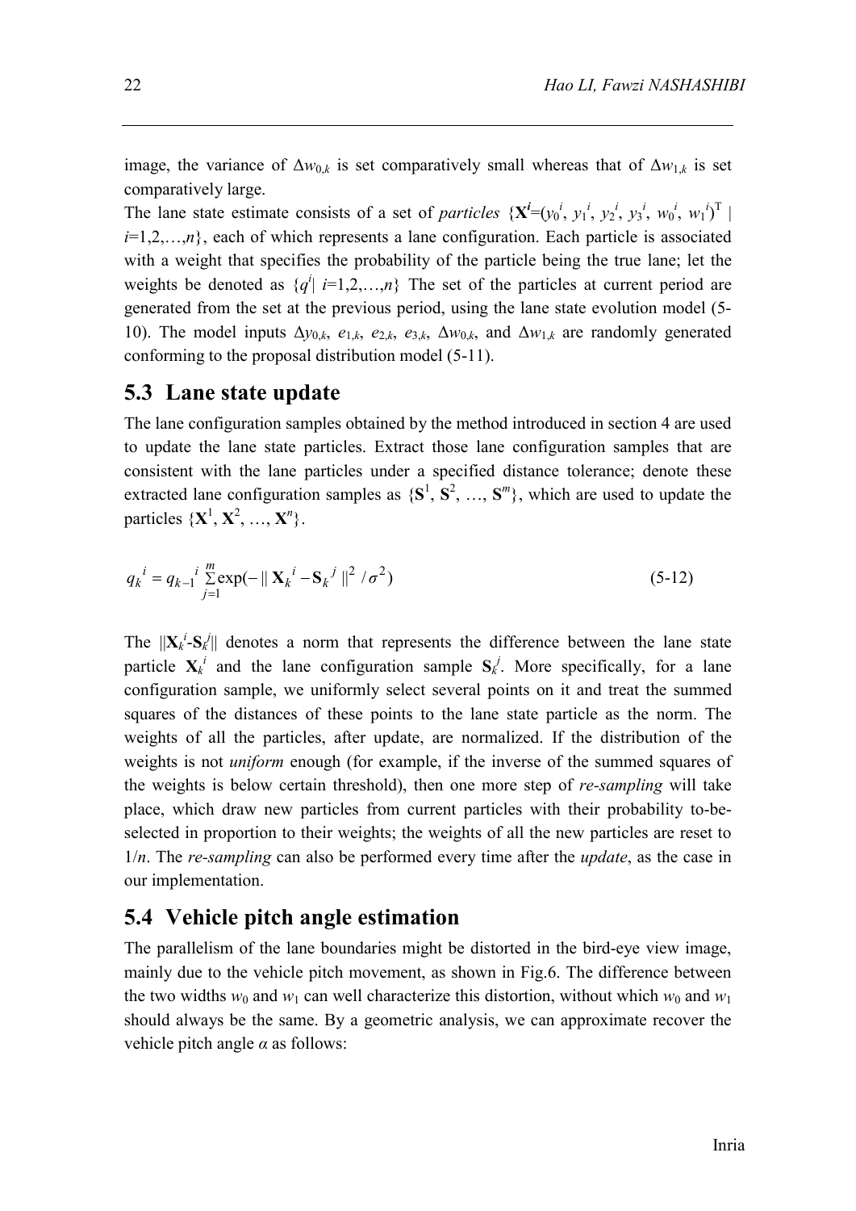image, the variance of $\Delta w_{0,k}$ is set comparatively small whereas that of $\Delta w_{1,k}$ is set comparatively large.

The lane state estimate consists of a set of *particles* $\{\mathbf{X}^i=(y_0^i, y_1^i, y_2^i, y_3^i, w_0^i, w_1^i)^{\mathrm{T}} \mid i=1,2,\ldots,n\}$, each of which represents a lane configuration. Each particle is associated with a weight that specifies the probability of the particle being the true lane; let the weights be denoted as $\{q^i \mid i=1,2,\ldots,n\}$ The set of the particles at current period are generated from the set at the previous period, using the lane state evolution model (5-10). The model inputs $\Delta y_{0,k}$, $e_{1,k}$, $e_{2,k}$, $e_{3,k}$, $\Delta w_{0,k}$, and $\Delta w_{1,k}$ are randomly generated conforming to the proposal distribution model (5-11).

## 5.3 Lane state update

The lane configuration samples obtained by the method introduced in section 4 are used to update the lane state particles. Extract those lane configuration samples that are consistent with the lane particles under a specified distance tolerance; denote these extracted lane configuration samples as $\{\mathbf{S}^1, \mathbf{S}^2, \ldots, \mathbf{S}^m\}$, which are used to update the particles $\{\mathbf{X}^1, \mathbf{X}^2, \ldots, \mathbf{X}^n\}$.

$$q_k^{\,i} = q_{k-1}^{\,i} \sum_{j=1}^{m} \exp(-\| \mathbf{X}_k^{\,i} - \mathbf{S}_k^{\,j} \|^2 / \sigma^2) \tag{5-12}$$

The $\|\mathbf{X}_k^i\text{-}\mathbf{S}_k^j\|$ denotes a norm that represents the difference between the lane state particle $\mathbf{X}_k^i$ and the lane configuration sample $\mathbf{S}_k^j$. More specifically, for a lane configuration sample, we uniformly select several points on it and treat the summed squares of the distances of these points to the lane state particle as the norm. The weights of all the particles, after update, are normalized. If the distribution of the weights is not *uniform* enough (for example, if the inverse of the summed squares of the weights is below certain threshold), then one more step of *re-sampling* will take place, which draw new particles from current particles with their probability to-be-selected in proportion to their weights; the weights of all the new particles are reset to $1/n$. The *re-sampling* can also be performed every time after the *update*, as the case in our implementation.

## 5.4 Vehicle pitch angle estimation

The parallelism of the lane boundaries might be distorted in the bird-eye view image, mainly due to the vehicle pitch movement, as shown in Fig.6. The difference between the two widths $w_0$ and $w_1$ can well characterize this distortion, without which $w_0$ and $w_1$ should always be the same. By a geometric analysis, we can approximate recover the vehicle pitch angle $\alpha$ as follows: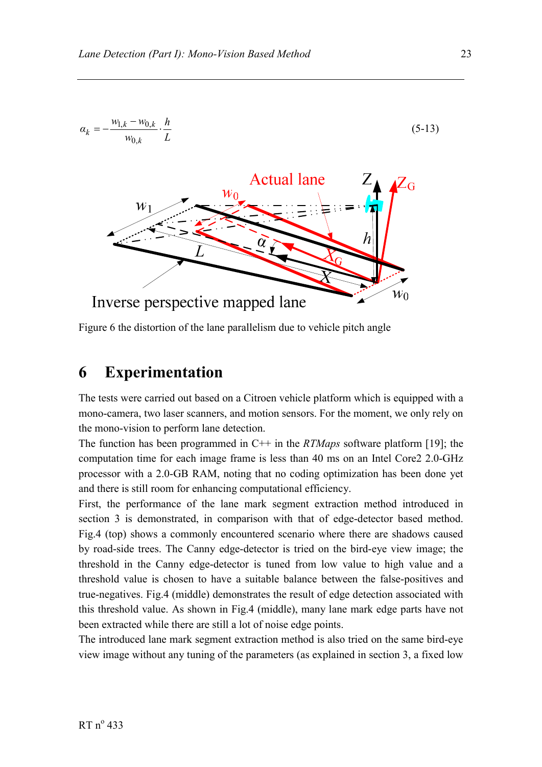$$\alpha_k = -\frac{w_{1,k} - w_{0,k}}{w_{0,k}} \cdot \frac{h}{L} \tag{5-13}$$

Figure 6 the distortion of the lane parallelism due to vehicle pitch angle

## 6 Experimentation

The tests were carried out based on a Citroen vehicle platform which is equipped with a mono-camera, two laser scanners, and motion sensors. For the moment, we only rely on the mono-vision to perform lane detection.

The function has been programmed in C++ in the *RTMaps* software platform [19]; the computation time for each image frame is less than 40 ms on an Intel Core2 2.0-GHz processor with a 2.0-GB RAM, noting that no coding optimization has been done yet and there is still room for enhancing computational efficiency.

First, the performance of the lane mark segment extraction method introduced in section 3 is demonstrated, in comparison with that of edge-detector based method. Fig.4 (top) shows a commonly encountered scenario where there are shadows caused by road-side trees. The Canny edge-detector is tried on the bird-eye view image; the threshold in the Canny edge-detector is tuned from low value to high value and a threshold value is chosen to have a suitable balance between the false-positives and true-negatives. Fig.4 (middle) demonstrates the result of edge detection associated with this threshold value. As shown in Fig.4 (middle), many lane mark edge parts have not been extracted while there are still a lot of noise edge points.

The introduced lane mark segment extraction method is also tried on the same bird-eye view image without any tuning of the parameters (as explained in section 3, a fixed low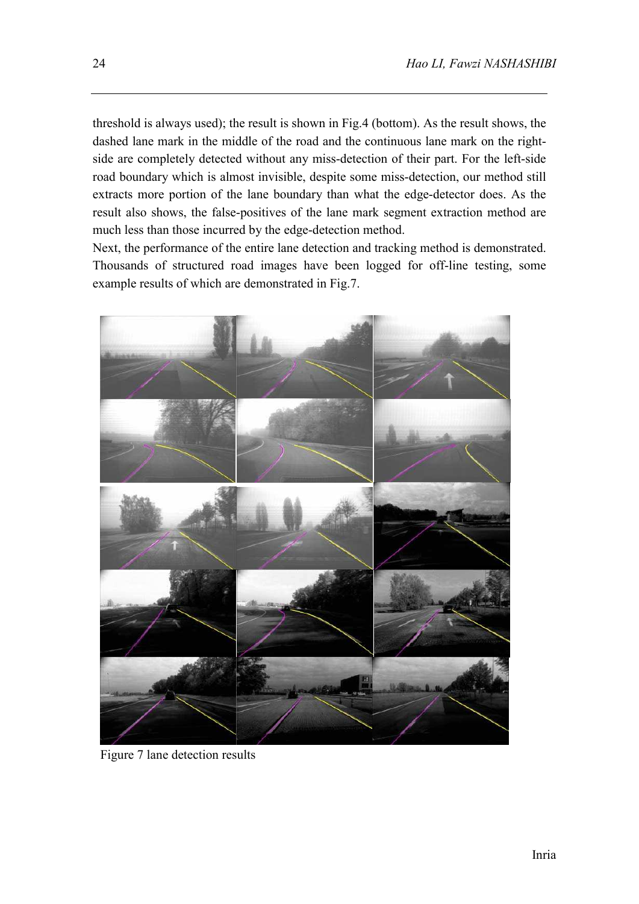threshold is always used); the result is shown in Fig.4 (bottom). As the result shows, the dashed lane mark in the middle of the road and the continuous lane mark on the right-side are completely detected without any miss-detection of their part. For the left-side road boundary which is almost invisible, despite some miss-detection, our method still extracts more portion of the lane boundary than what the edge-detector does. As the result also shows, the false-positives of the lane mark segment extraction method are much less than those incurred by the edge-detection method.

Next, the performance of the entire lane detection and tracking method is demonstrated. Thousands of structured road images have been logged for off-line testing, some example results of which are demonstrated in Fig.7.

Figure 7 lane detection results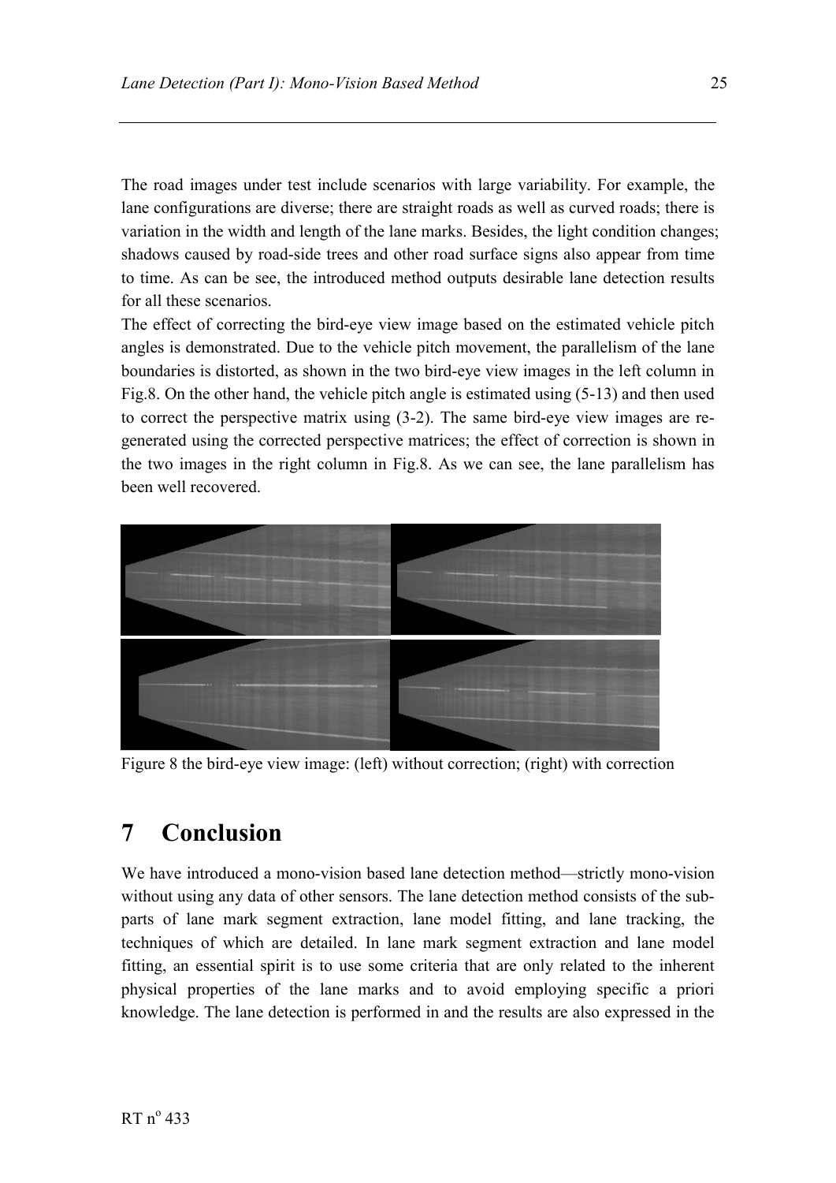The road images under test include scenarios with large variability. For example, the lane configurations are diverse; there are straight roads as well as curved roads; there is variation in the width and length of the lane marks. Besides, the light condition changes; shadows caused by road-side trees and other road surface signs also appear from time to time. As can be see, the introduced method outputs desirable lane detection results for all these scenarios.

The effect of correcting the bird-eye view image based on the estimated vehicle pitch angles is demonstrated. Due to the vehicle pitch movement, the parallelism of the lane boundaries is distorted, as shown in the two bird-eye view images in the left column in Fig.8. On the other hand, the vehicle pitch angle is estimated using (5-13) and then used to correct the perspective matrix using (3-2). The same bird-eye view images are re-generated using the corrected perspective matrices; the effect of correction is shown in the two images in the right column in Fig.8. As we can see, the lane parallelism has been well recovered.

Figure 8 the bird-eye view image: (left) without correction; (right) with correction

# 7 Conclusion

We have introduced a mono-vision based lane detection method—strictly mono-vision without using any data of other sensors. The lane detection method consists of the sub-parts of lane mark segment extraction, lane model fitting, and lane tracking, the techniques of which are detailed. In lane mark segment extraction and lane model fitting, an essential spirit is to use some criteria that are only related to the inherent physical properties of the lane marks and to avoid employing specific a priori knowledge. The lane detection is performed in and the results are also expressed in the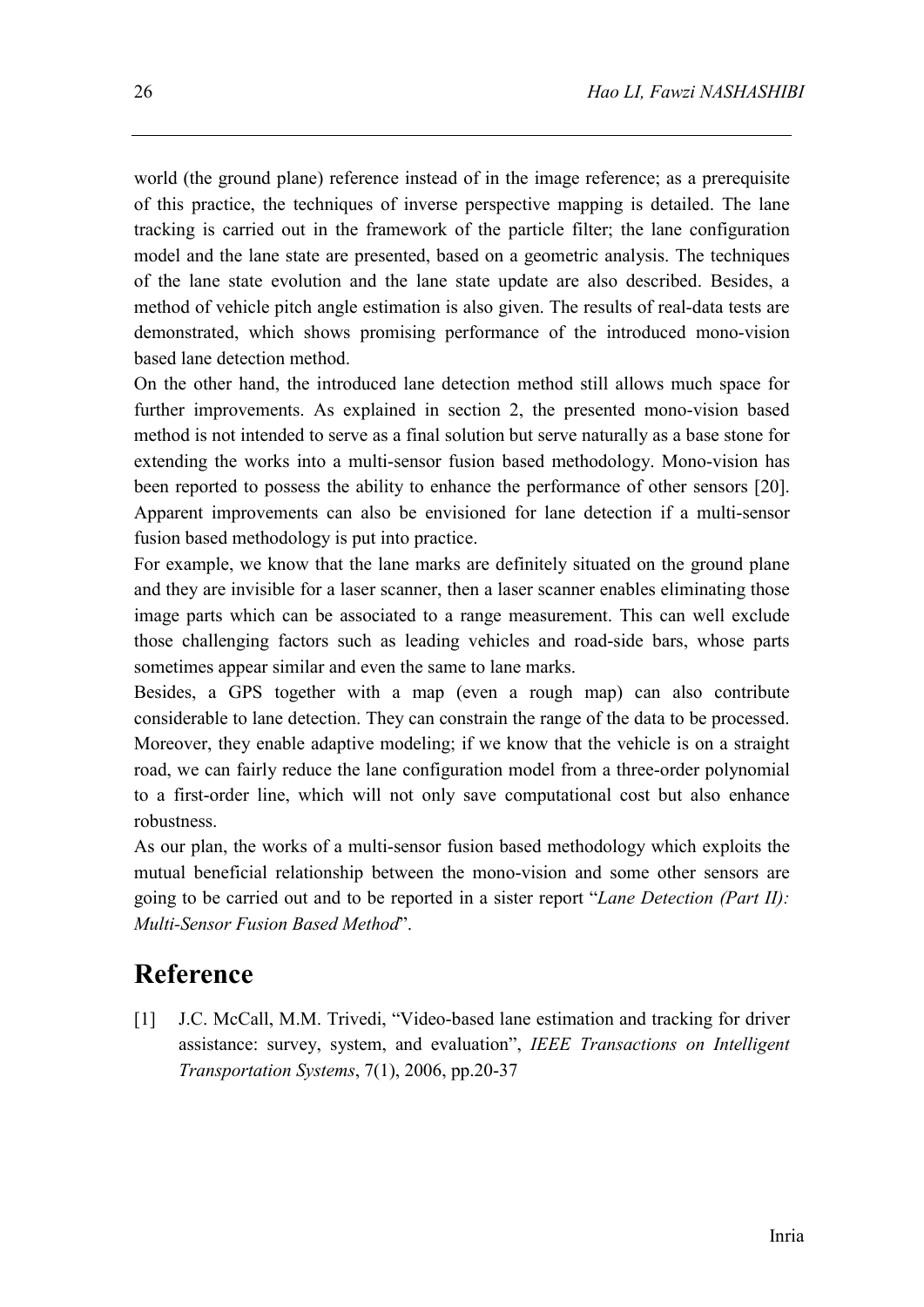world (the ground plane) reference instead of in the image reference; as a prerequisite of this practice, the techniques of inverse perspective mapping is detailed. The lane tracking is carried out in the framework of the particle filter; the lane configuration model and the lane state are presented, based on a geometric analysis. The techniques of the lane state evolution and the lane state update are also described. Besides, a method of vehicle pitch angle estimation is also given. The results of real-data tests are demonstrated, which shows promising performance of the introduced mono-vision based lane detection method.

On the other hand, the introduced lane detection method still allows much space for further improvements. As explained in section 2, the presented mono-vision based method is not intended to serve as a final solution but serve naturally as a base stone for extending the works into a multi-sensor fusion based methodology. Mono-vision has been reported to possess the ability to enhance the performance of other sensors [20]. Apparent improvements can also be envisioned for lane detection if a multi-sensor fusion based methodology is put into practice.

For example, we know that the lane marks are definitely situated on the ground plane and they are invisible for a laser scanner, then a laser scanner enables eliminating those image parts which can be associated to a range measurement. This can well exclude those challenging factors such as leading vehicles and road-side bars, whose parts sometimes appear similar and even the same to lane marks.

Besides, a GPS together with a map (even a rough map) can also contribute considerable to lane detection. They can constrain the range of the data to be processed. Moreover, they enable adaptive modeling; if we know that the vehicle is on a straight road, we can fairly reduce the lane configuration model from a three-order polynomial to a first-order line, which will not only save computational cost but also enhance robustness.

As our plan, the works of a multi-sensor fusion based methodology which exploits the mutual beneficial relationship between the mono-vision and some other sensors are going to be carried out and to be reported in a sister report "*Lane Detection (Part II): Multi-Sensor Fusion Based Method*".

# Reference

[1] J.C. McCall, M.M. Trivedi, "Video-based lane estimation and tracking for driver assistance: survey, system, and evaluation", *IEEE Transactions on Intelligent Transportation Systems*, 7(1), 2006, pp.20-37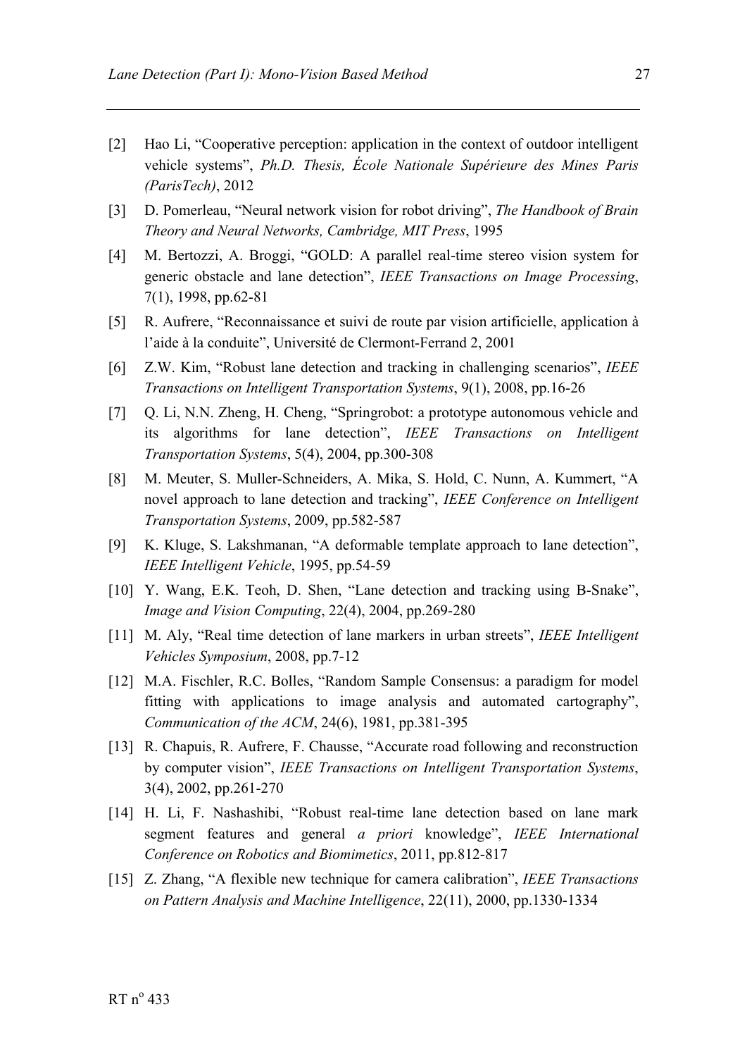[2] Hao Li, “Cooperative perception: application in the context of outdoor intelligent vehicle systems”, *Ph.D. Thesis, École Nationale Supérieure des Mines Paris (ParisTech)*, 2012

[3] D. Pomerleau, “Neural network vision for robot driving”, *The Handbook of Brain Theory and Neural Networks, Cambridge, MIT Press*, 1995

[4] M. Bertozzi, A. Broggi, “GOLD: A parallel real-time stereo vision system for generic obstacle and lane detection”, *IEEE Transactions on Image Processing*, 7(1), 1998, pp.62-81

[5] R. Aufrere, “Reconnaissance et suivi de route par vision artificielle, application à l’aide à la conduite”, Université de Clermont-Ferrand 2, 2001

[6] Z.W. Kim, “Robust lane detection and tracking in challenging scenarios”, *IEEE Transactions on Intelligent Transportation Systems*, 9(1), 2008, pp.16-26

[7] Q. Li, N.N. Zheng, H. Cheng, “Springrobot: a prototype autonomous vehicle and its algorithms for lane detection”, *IEEE Transactions on Intelligent Transportation Systems*, 5(4), 2004, pp.300-308

[8] M. Meuter, S. Muller-Schneiders, A. Mika, S. Hold, C. Nunn, A. Kummert, “A novel approach to lane detection and tracking”, *IEEE Conference on Intelligent Transportation Systems*, 2009, pp.582-587

[9] K. Kluge, S. Lakshmanan, “A deformable template approach to lane detection”, *IEEE Intelligent Vehicle*, 1995, pp.54-59

[10] Y. Wang, E.K. Teoh, D. Shen, “Lane detection and tracking using B-Snake”, *Image and Vision Computing*, 22(4), 2004, pp.269-280

[11] M. Aly, “Real time detection of lane markers in urban streets”, *IEEE Intelligent Vehicles Symposium*, 2008, pp.7-12

[12] M.A. Fischler, R.C. Bolles, “Random Sample Consensus: a paradigm for model fitting with applications to image analysis and automated cartography”, *Communication of the ACM*, 24(6), 1981, pp.381-395

[13] R. Chapuis, R. Aufrere, F. Chausse, “Accurate road following and reconstruction by computer vision”, *IEEE Transactions on Intelligent Transportation Systems*, 3(4), 2002, pp.261-270

[14] H. Li, F. Nashashibi, “Robust real-time lane detection based on lane mark segment features and general *a priori* knowledge”, *IEEE International Conference on Robotics and Biomimetics*, 2011, pp.812-817

[15] Z. Zhang, “A flexible new technique for camera calibration”, *IEEE Transactions on Pattern Analysis and Machine Intelligence*, 22(11), 2000, pp.1330-1334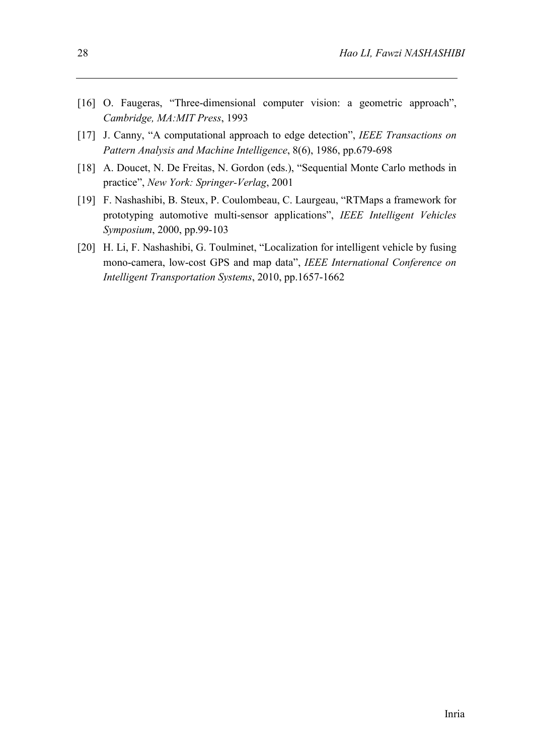[16] O. Faugeras, “Three-dimensional computer vision: a geometric approach”, *Cambridge, MA:MIT Press*, 1993

[17] J. Canny, “A computational approach to edge detection”, *IEEE Transactions on Pattern Analysis and Machine Intelligence*, 8(6), 1986, pp.679-698

[18] A. Doucet, N. De Freitas, N. Gordon (eds.), “Sequential Monte Carlo methods in practice”, *New York: Springer-Verlag*, 2001

[19] F. Nashashibi, B. Steux, P. Coulombeau, C. Laurgeau, “RTMaps a framework for prototyping automotive multi-sensor applications”, *IEEE Intelligent Vehicles Symposium*, 2000, pp.99-103

[20] H. Li, F. Nashashibi, G. Toulminet, “Localization for intelligent vehicle by fusing mono-camera, low-cost GPS and map data”, *IEEE International Conference on Intelligent Transportation Systems*, 2010, pp.1657-1662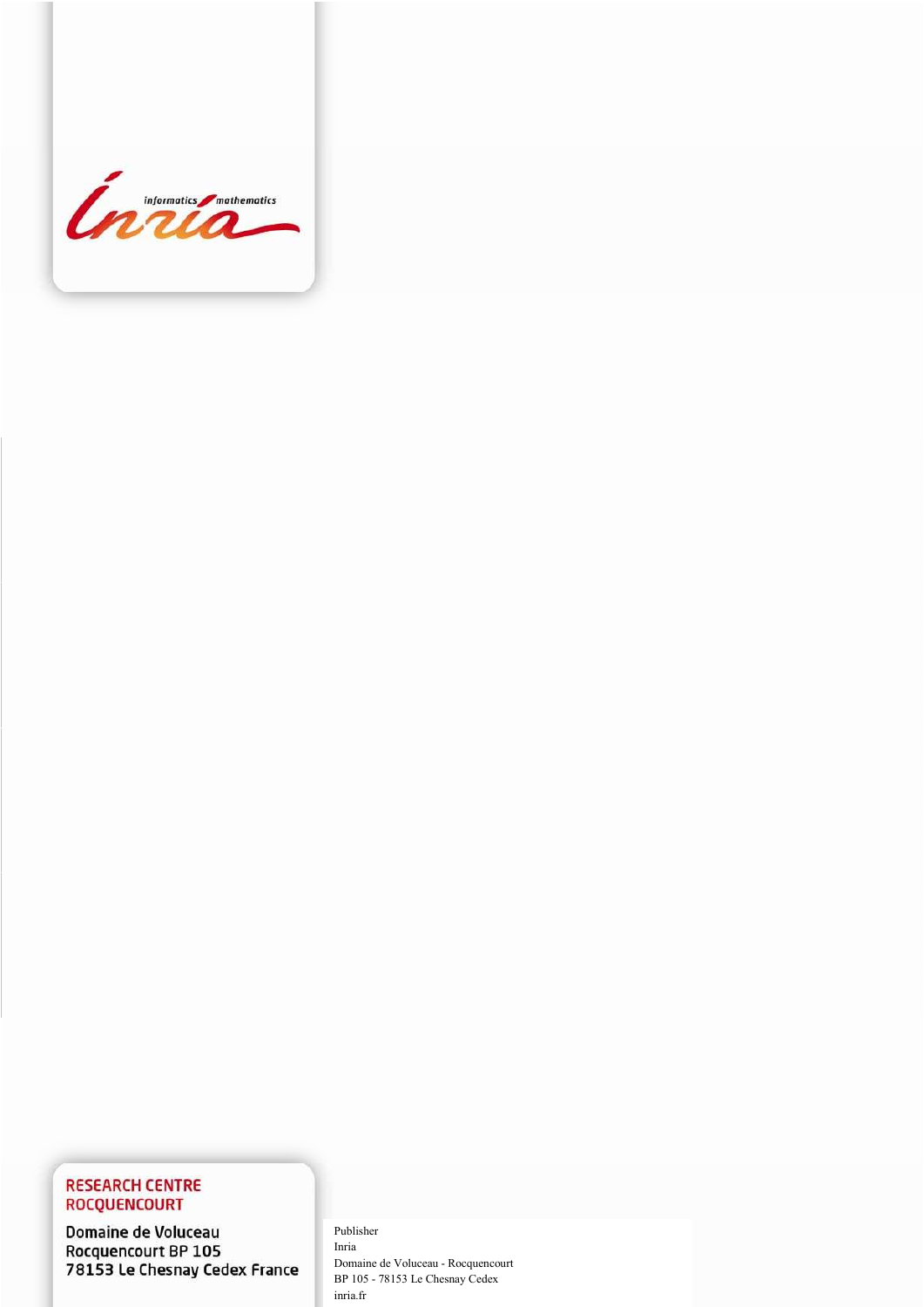informatics mathematics

**RESEARCH CENTRE ROCQUENCOURT**

Domaine de Voluceau
Rocquencourt BP 105
78153 Le Chesnay Cedex France

Publisher
Inria
Domaine de Voluceau - Rocquencourt
BP 105 - 78153 Le Chesnay Cedex
inria.fr